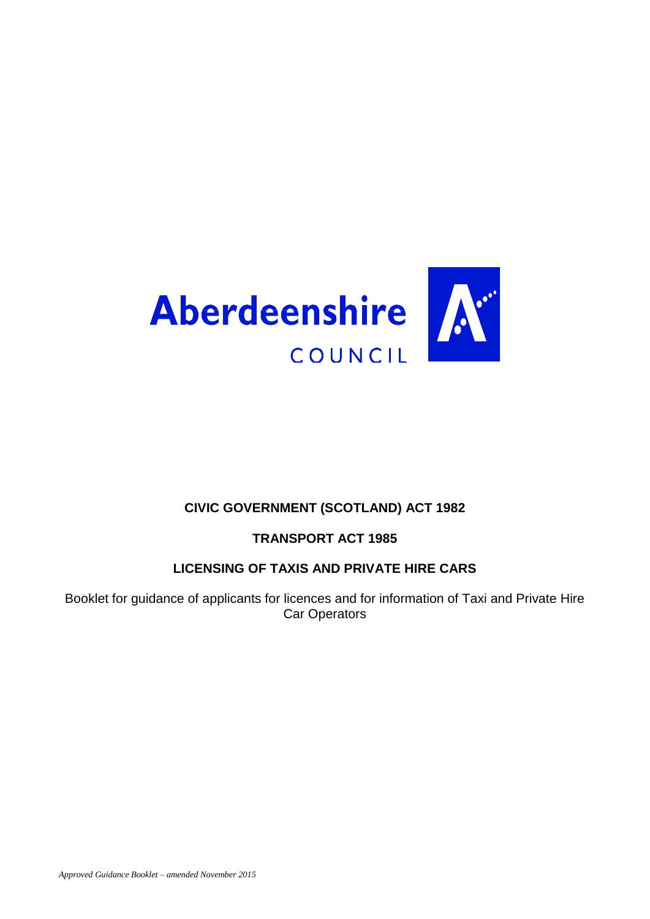Aberdeenshire

COUNCIL

**CIVIC GOVERNMENT (SCOTLAND) ACT 1982**

**TRANSPORT ACT 1985**

**LICENSING OF TAXIS AND PRIVATE HIRE CARS**

Booklet for guidance of applicants for licences and for information of Taxi and Private Hire Car Operators

*Approved Guidance Booklet – amended November 2015*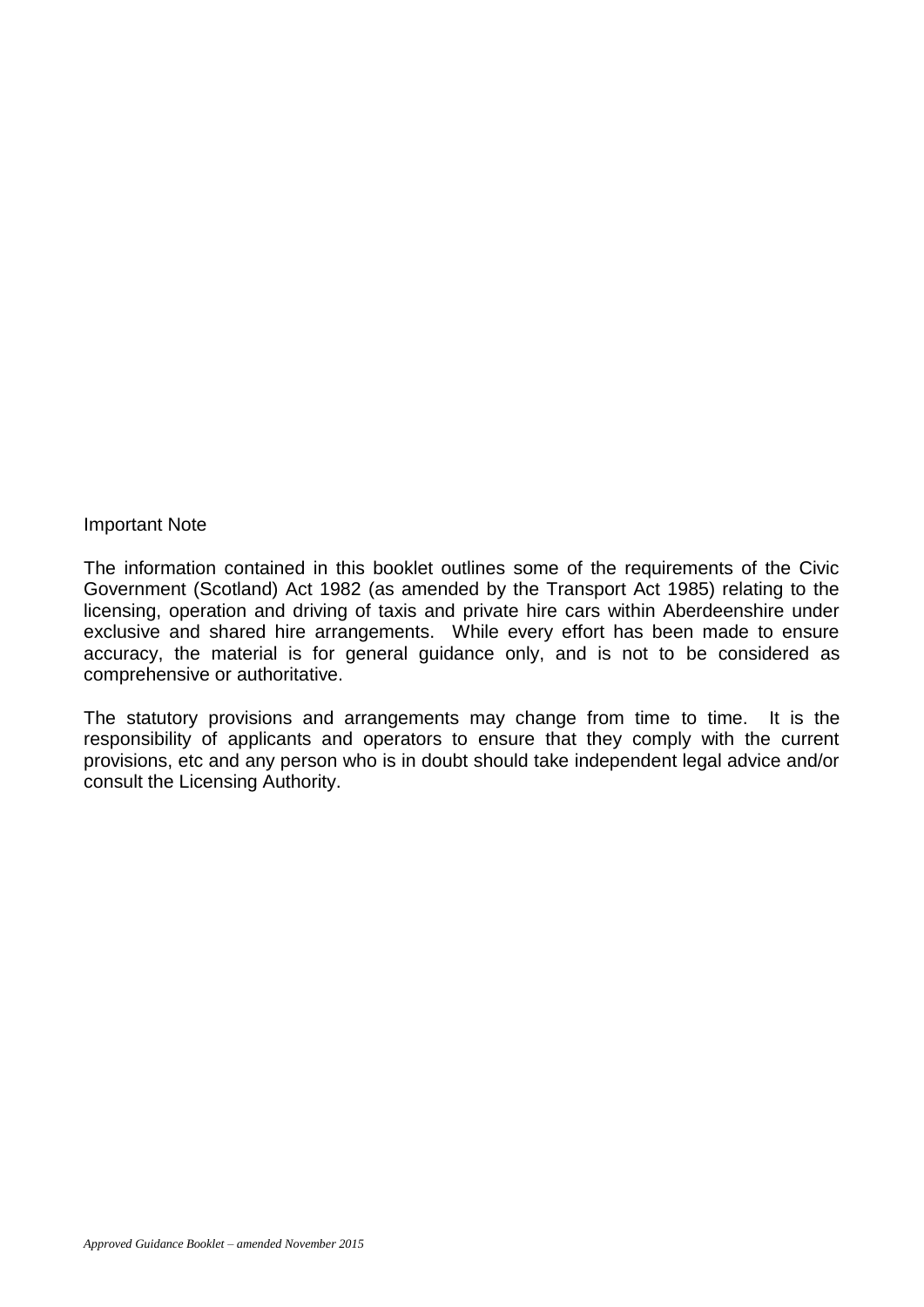Important Note

The information contained in this booklet outlines some of the requirements of the Civic Government (Scotland) Act 1982 (as amended by the Transport Act 1985) relating to the licensing, operation and driving of taxis and private hire cars within Aberdeenshire under exclusive and shared hire arrangements. While every effort has been made to ensure accuracy, the material is for general guidance only, and is not to be considered as comprehensive or authoritative.

The statutory provisions and arrangements may change from time to time. It is the responsibility of applicants and operators to ensure that they comply with the current provisions, etc and any person who is in doubt should take independent legal advice and/or consult the Licensing Authority.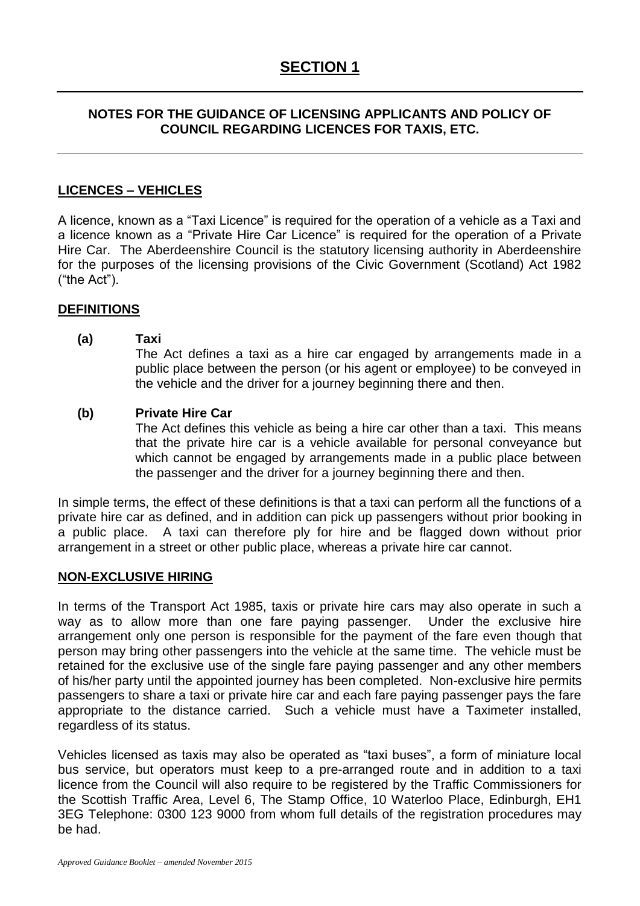# SECTION 1

## NOTES FOR THE GUIDANCE OF LICENSING APPLICANTS AND POLICY OF COUNCIL REGARDING LICENCES FOR TAXIS, ETC.

### LICENCES – VEHICLES

A licence, known as a "Taxi Licence" is required for the operation of a vehicle as a Taxi and a licence known as a "Private Hire Car Licence" is required for the operation of a Private Hire Car. The Aberdeenshire Council is the statutory licensing authority in Aberdeenshire for the purposes of the licensing provisions of the Civic Government (Scotland) Act 1982 ("the Act").

### DEFINITIONS

**(a) Taxi**

The Act defines a taxi as a hire car engaged by arrangements made in a public place between the person (or his agent or employee) to be conveyed in the vehicle and the driver for a journey beginning there and then.

**(b) Private Hire Car**

The Act defines this vehicle as being a hire car other than a taxi. This means that the private hire car is a vehicle available for personal conveyance but which cannot be engaged by arrangements made in a public place between the passenger and the driver for a journey beginning there and then.

In simple terms, the effect of these definitions is that a taxi can perform all the functions of a private hire car as defined, and in addition can pick up passengers without prior booking in a public place. A taxi can therefore ply for hire and be flagged down without prior arrangement in a street or other public place, whereas a private hire car cannot.

### NON-EXCLUSIVE HIRING

In terms of the Transport Act 1985, taxis or private hire cars may also operate in such a way as to allow more than one fare paying passenger. Under the exclusive hire arrangement only one person is responsible for the payment of the fare even though that person may bring other passengers into the vehicle at the same time. The vehicle must be retained for the exclusive use of the single fare paying passenger and any other members of his/her party until the appointed journey has been completed. Non-exclusive hire permits passengers to share a taxi or private hire car and each fare paying passenger pays the fare appropriate to the distance carried. Such a vehicle must have a Taximeter installed, regardless of its status.

Vehicles licensed as taxis may also be operated as "taxi buses", a form of miniature local bus service, but operators must keep to a pre-arranged route and in addition to a taxi licence from the Council will also require to be registered by the Traffic Commissioners for the Scottish Traffic Area, Level 6, The Stamp Office, 10 Waterloo Place, Edinburgh, EH1 3EG Telephone: 0300 123 9000 from whom full details of the registration procedures may be had.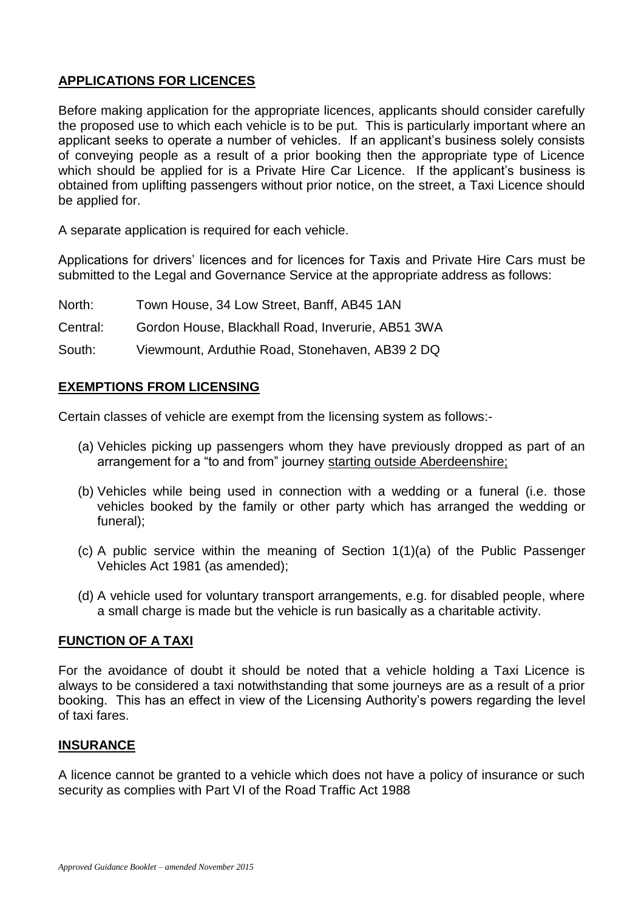## APPLICATIONS FOR LICENCES

Before making application for the appropriate licences, applicants should consider carefully the proposed use to which each vehicle is to be put. This is particularly important where an applicant seeks to operate a number of vehicles. If an applicant's business solely consists of conveying people as a result of a prior booking then the appropriate type of Licence which should be applied for is a Private Hire Car Licence. If the applicant's business is obtained from uplifting passengers without prior notice, on the street, a Taxi Licence should be applied for.

A separate application is required for each vehicle.

Applications for drivers' licences and for licences for Taxis and Private Hire Cars must be submitted to the Legal and Governance Service at the appropriate address as follows:

North: Town House, 34 Low Street, Banff, AB45 1AN

Central: Gordon House, Blackhall Road, Inverurie, AB51 3WA

South: Viewmount, Arduthie Road, Stonehaven, AB39 2 DQ

## EXEMPTIONS FROM LICENSING

Certain classes of vehicle are exempt from the licensing system as follows:-

(a) Vehicles picking up passengers whom they have previously dropped as part of an arrangement for a "to and from" journey starting outside Aberdeenshire;

(b) Vehicles while being used in connection with a wedding or a funeral (i.e. those vehicles booked by the family or other party which has arranged the wedding or funeral);

(c) A public service within the meaning of Section 1(1)(a) of the Public Passenger Vehicles Act 1981 (as amended);

(d) A vehicle used for voluntary transport arrangements, e.g. for disabled people, where a small charge is made but the vehicle is run basically as a charitable activity.

## FUNCTION OF A TAXI

For the avoidance of doubt it should be noted that a vehicle holding a Taxi Licence is always to be considered a taxi notwithstanding that some journeys are as a result of a prior booking. This has an effect in view of the Licensing Authority's powers regarding the level of taxi fares.

## INSURANCE

A licence cannot be granted to a vehicle which does not have a policy of insurance or such security as complies with Part VI of the Road Traffic Act 1988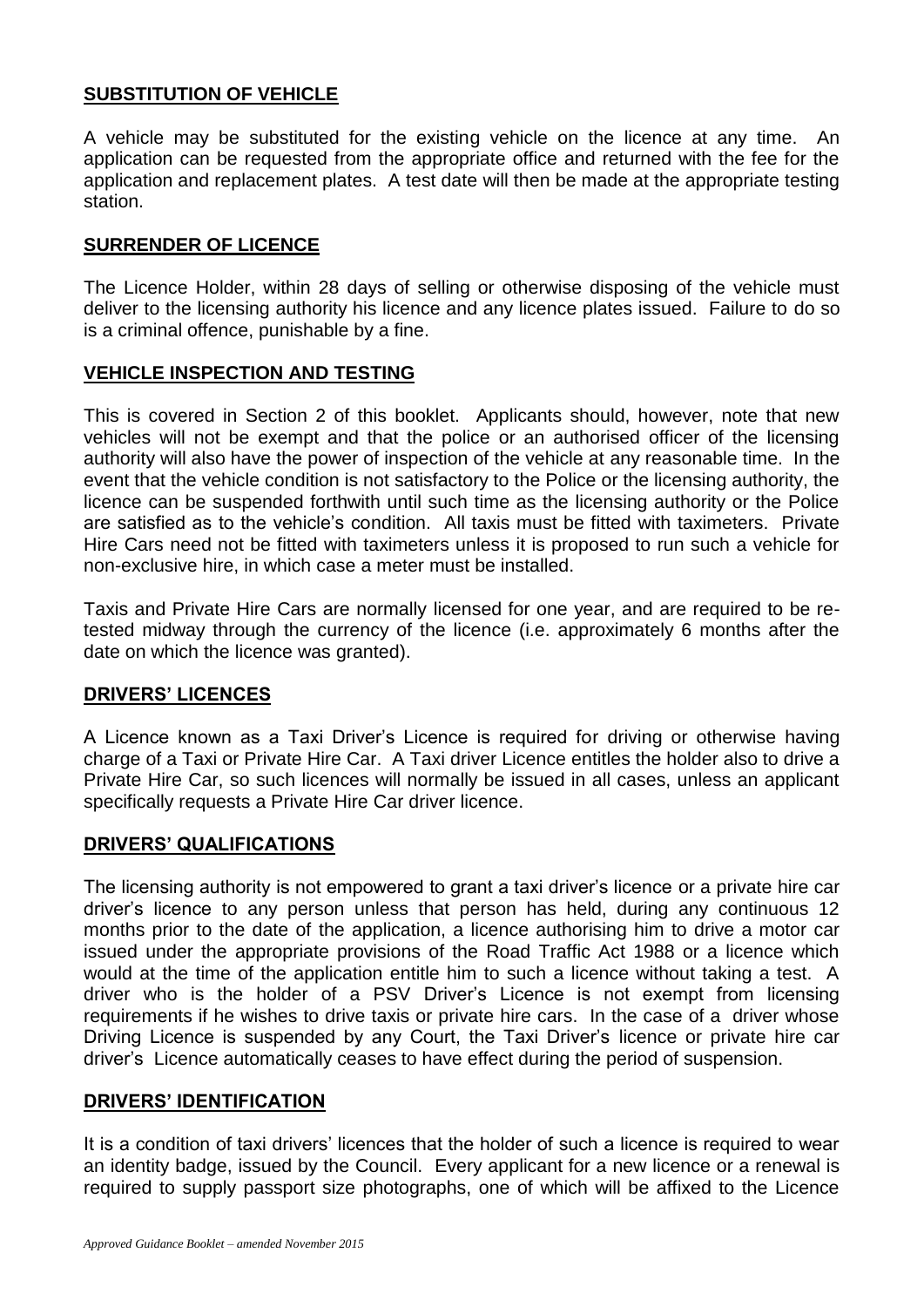## SUBSTITUTION OF VEHICLE

A vehicle may be substituted for the existing vehicle on the licence at any time. An application can be requested from the appropriate office and returned with the fee for the application and replacement plates. A test date will then be made at the appropriate testing station.

## SURRENDER OF LICENCE

The Licence Holder, within 28 days of selling or otherwise disposing of the vehicle must deliver to the licensing authority his licence and any licence plates issued. Failure to do so is a criminal offence, punishable by a fine.

## VEHICLE INSPECTION AND TESTING

This is covered in Section 2 of this booklet. Applicants should, however, note that new vehicles will not be exempt and that the police or an authorised officer of the licensing authority will also have the power of inspection of the vehicle at any reasonable time. In the event that the vehicle condition is not satisfactory to the Police or the licensing authority, the licence can be suspended forthwith until such time as the licensing authority or the Police are satisfied as to the vehicle's condition. All taxis must be fitted with taximeters. Private Hire Cars need not be fitted with taximeters unless it is proposed to run such a vehicle for non-exclusive hire, in which case a meter must be installed.

Taxis and Private Hire Cars are normally licensed for one year, and are required to be re-tested midway through the currency of the licence (i.e. approximately 6 months after the date on which the licence was granted).

## DRIVERS' LICENCES

A Licence known as a Taxi Driver's Licence is required for driving or otherwise having charge of a Taxi or Private Hire Car. A Taxi driver Licence entitles the holder also to drive a Private Hire Car, so such licences will normally be issued in all cases, unless an applicant specifically requests a Private Hire Car driver licence.

## DRIVERS' QUALIFICATIONS

The licensing authority is not empowered to grant a taxi driver's licence or a private hire car driver's licence to any person unless that person has held, during any continuous 12 months prior to the date of the application, a licence authorising him to drive a motor car issued under the appropriate provisions of the Road Traffic Act 1988 or a licence which would at the time of the application entitle him to such a licence without taking a test. A driver who is the holder of a PSV Driver's Licence is not exempt from licensing requirements if he wishes to drive taxis or private hire cars. In the case of a driver whose Driving Licence is suspended by any Court, the Taxi Driver's licence or private hire car driver's Licence automatically ceases to have effect during the period of suspension.

## DRIVERS' IDENTIFICATION

It is a condition of taxi drivers' licences that the holder of such a licence is required to wear an identity badge, issued by the Council. Every applicant for a new licence or a renewal is required to supply passport size photographs, one of which will be affixed to the Licence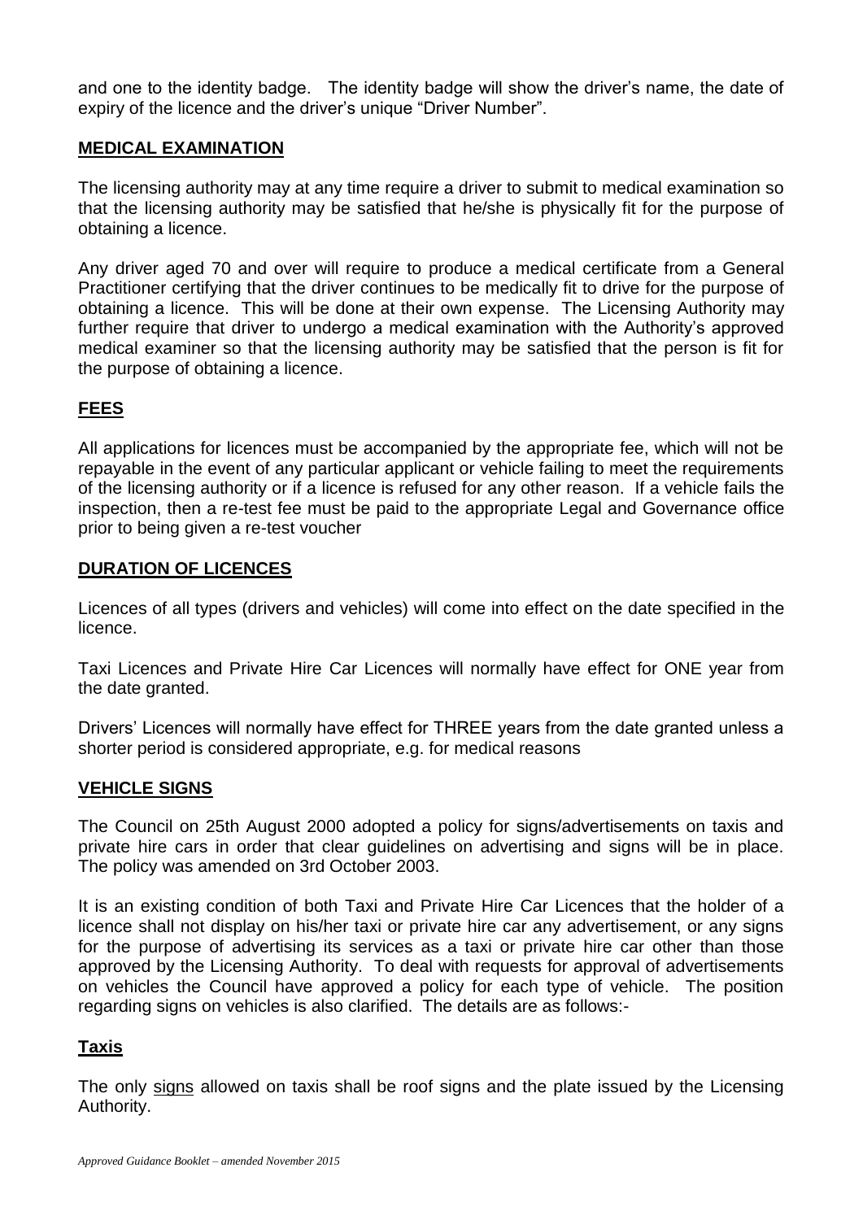and one to the identity badge. The identity badge will show the driver's name, the date of expiry of the licence and the driver's unique "Driver Number".

## MEDICAL EXAMINATION

The licensing authority may at any time require a driver to submit to medical examination so that the licensing authority may be satisfied that he/she is physically fit for the purpose of obtaining a licence.

Any driver aged 70 and over will require to produce a medical certificate from a General Practitioner certifying that the driver continues to be medically fit to drive for the purpose of obtaining a licence. This will be done at their own expense. The Licensing Authority may further require that driver to undergo a medical examination with the Authority's approved medical examiner so that the licensing authority may be satisfied that the person is fit for the purpose of obtaining a licence.

## FEES

All applications for licences must be accompanied by the appropriate fee, which will not be repayable in the event of any particular applicant or vehicle failing to meet the requirements of the licensing authority or if a licence is refused for any other reason. If a vehicle fails the inspection, then a re-test fee must be paid to the appropriate Legal and Governance office prior to being given a re-test voucher

## DURATION OF LICENCES

Licences of all types (drivers and vehicles) will come into effect on the date specified in the licence.

Taxi Licences and Private Hire Car Licences will normally have effect for ONE year from the date granted.

Drivers' Licences will normally have effect for THREE years from the date granted unless a shorter period is considered appropriate, e.g. for medical reasons

## VEHICLE SIGNS

The Council on 25th August 2000 adopted a policy for signs/advertisements on taxis and private hire cars in order that clear guidelines on advertising and signs will be in place. The policy was amended on 3rd October 2003.

It is an existing condition of both Taxi and Private Hire Car Licences that the holder of a licence shall not display on his/her taxi or private hire car any advertisement, or any signs for the purpose of advertising its services as a taxi or private hire car other than those approved by the Licensing Authority. To deal with requests for approval of advertisements on vehicles the Council have approved a policy for each type of vehicle. The position regarding signs on vehicles is also clarified. The details are as follows:-

### Taxis

The only signs allowed on taxis shall be roof signs and the plate issued by the Licensing Authority.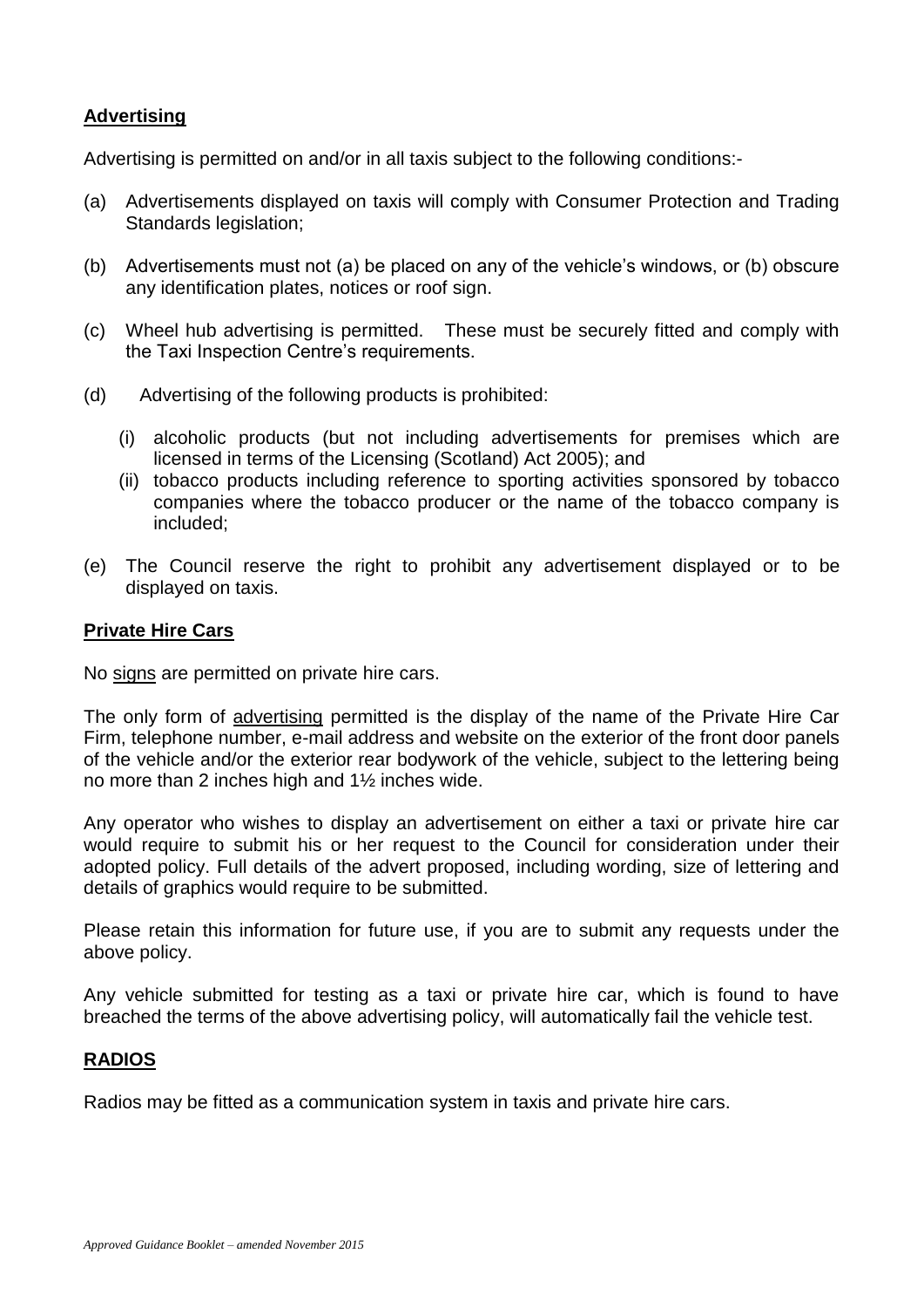## Advertising

Advertising is permitted on and/or in all taxis subject to the following conditions:-

(a) Advertisements displayed on taxis will comply with Consumer Protection and Trading Standards legislation;

(b) Advertisements must not (a) be placed on any of the vehicle's windows, or (b) obscure any identification plates, notices or roof sign.

(c) Wheel hub advertising is permitted. These must be securely fitted and comply with the Taxi Inspection Centre's requirements.

(d) Advertising of the following products is prohibited:

  (i) alcoholic products (but not including advertisements for premises which are licensed in terms of the Licensing (Scotland) Act 2005); and

  (ii) tobacco products including reference to sporting activities sponsored by tobacco companies where the tobacco producer or the name of the tobacco company is included;

(e) The Council reserve the right to prohibit any advertisement displayed or to be displayed on taxis.

## Private Hire Cars

No signs are permitted on private hire cars.

The only form of advertising permitted is the display of the name of the Private Hire Car Firm, telephone number, e-mail address and website on the exterior of the front door panels of the vehicle and/or the exterior rear bodywork of the vehicle, subject to the lettering being no more than 2 inches high and 1½ inches wide.

Any operator who wishes to display an advertisement on either a taxi or private hire car would require to submit his or her request to the Council for consideration under their adopted policy. Full details of the advert proposed, including wording, size of lettering and details of graphics would require to be submitted.

Please retain this information for future use, if you are to submit any requests under the above policy.

Any vehicle submitted for testing as a taxi or private hire car, which is found to have breached the terms of the above advertising policy, will automatically fail the vehicle test.

## RADIOS

Radios may be fitted as a communication system in taxis and private hire cars.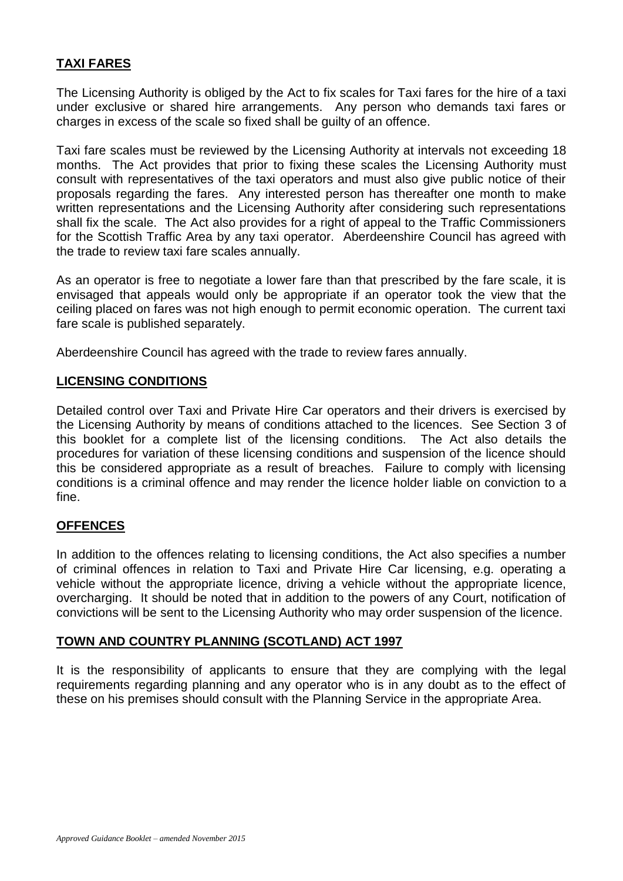## TAXI FARES

The Licensing Authority is obliged by the Act to fix scales for Taxi fares for the hire of a taxi under exclusive or shared hire arrangements. Any person who demands taxi fares or charges in excess of the scale so fixed shall be guilty of an offence.

Taxi fare scales must be reviewed by the Licensing Authority at intervals not exceeding 18 months. The Act provides that prior to fixing these scales the Licensing Authority must consult with representatives of the taxi operators and must also give public notice of their proposals regarding the fares. Any interested person has thereafter one month to make written representations and the Licensing Authority after considering such representations shall fix the scale. The Act also provides for a right of appeal to the Traffic Commissioners for the Scottish Traffic Area by any taxi operator. Aberdeenshire Council has agreed with the trade to review taxi fare scales annually.

As an operator is free to negotiate a lower fare than that prescribed by the fare scale, it is envisaged that appeals would only be appropriate if an operator took the view that the ceiling placed on fares was not high enough to permit economic operation. The current taxi fare scale is published separately.

Aberdeenshire Council has agreed with the trade to review fares annually.

## LICENSING CONDITIONS

Detailed control over Taxi and Private Hire Car operators and their drivers is exercised by the Licensing Authority by means of conditions attached to the licences. See Section 3 of this booklet for a complete list of the licensing conditions. The Act also details the procedures for variation of these licensing conditions and suspension of the licence should this be considered appropriate as a result of breaches. Failure to comply with licensing conditions is a criminal offence and may render the licence holder liable on conviction to a fine.

## OFFENCES

In addition to the offences relating to licensing conditions, the Act also specifies a number of criminal offences in relation to Taxi and Private Hire Car licensing, e.g. operating a vehicle without the appropriate licence, driving a vehicle without the appropriate licence, overcharging. It should be noted that in addition to the powers of any Court, notification of convictions will be sent to the Licensing Authority who may order suspension of the licence.

## TOWN AND COUNTRY PLANNING (SCOTLAND) ACT 1997

It is the responsibility of applicants to ensure that they are complying with the legal requirements regarding planning and any operator who is in any doubt as to the effect of these on his premises should consult with the Planning Service in the appropriate Area.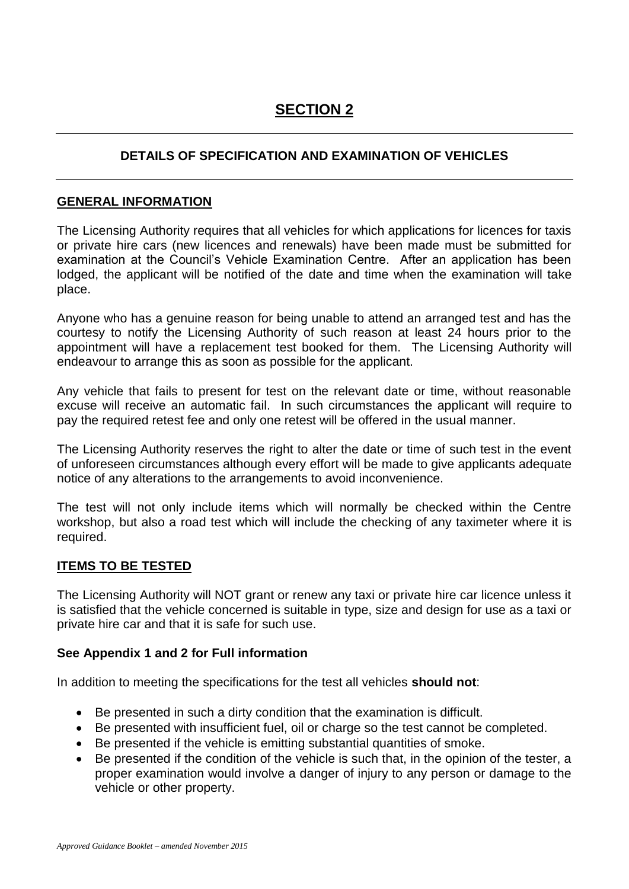# SECTION 2

## DETAILS OF SPECIFICATION AND EXAMINATION OF VEHICLES

### GENERAL INFORMATION

The Licensing Authority requires that all vehicles for which applications for licences for taxis or private hire cars (new licences and renewals) have been made must be submitted for examination at the Council's Vehicle Examination Centre. After an application has been lodged, the applicant will be notified of the date and time when the examination will take place.

Anyone who has a genuine reason for being unable to attend an arranged test and has the courtesy to notify the Licensing Authority of such reason at least 24 hours prior to the appointment will have a replacement test booked for them. The Licensing Authority will endeavour to arrange this as soon as possible for the applicant.

Any vehicle that fails to present for test on the relevant date or time, without reasonable excuse will receive an automatic fail. In such circumstances the applicant will require to pay the required retest fee and only one retest will be offered in the usual manner.

The Licensing Authority reserves the right to alter the date or time of such test in the event of unforeseen circumstances although every effort will be made to give applicants adequate notice of any alterations to the arrangements to avoid inconvenience.

The test will not only include items which will normally be checked within the Centre workshop, but also a road test which will include the checking of any taximeter where it is required.

### ITEMS TO BE TESTED

The Licensing Authority will NOT grant or renew any taxi or private hire car licence unless it is satisfied that the vehicle concerned is suitable in type, size and design for use as a taxi or private hire car and that it is safe for such use.

**See Appendix 1 and 2 for Full information**

In addition to meeting the specifications for the test all vehicles **should not**:

- Be presented in such a dirty condition that the examination is difficult.
- Be presented with insufficient fuel, oil or charge so the test cannot be completed.
- Be presented if the vehicle is emitting substantial quantities of smoke.
- Be presented if the condition of the vehicle is such that, in the opinion of the tester, a proper examination would involve a danger of injury to any person or damage to the vehicle or other property.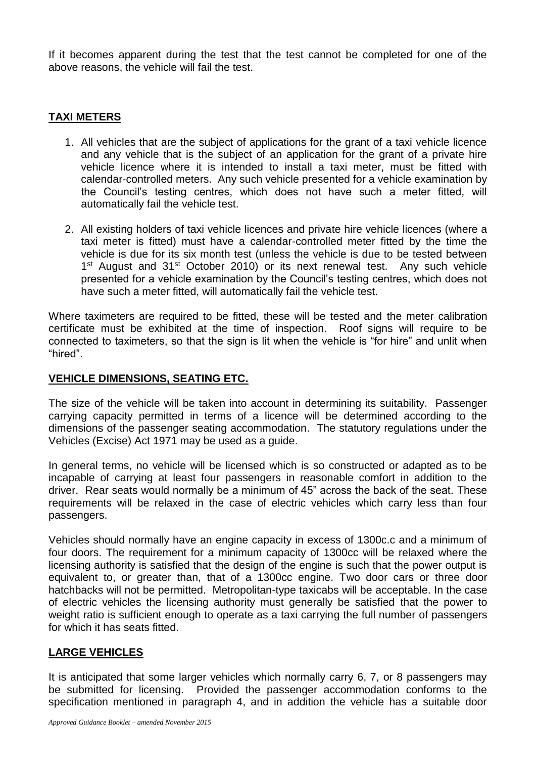If it becomes apparent during the test that the test cannot be completed for one of the above reasons, the vehicle will fail the test.

## TAXI METERS

1. All vehicles that are the subject of applications for the grant of a taxi vehicle licence and any vehicle that is the subject of an application for the grant of a private hire vehicle licence where it is intended to install a taxi meter, must be fitted with calendar-controlled meters. Any such vehicle presented for a vehicle examination by the Council's testing centres, which does not have such a meter fitted, will automatically fail the vehicle test.

2. All existing holders of taxi vehicle licences and private hire vehicle licences (where a taxi meter is fitted) must have a calendar-controlled meter fitted by the time the vehicle is due for its six month test (unless the vehicle is due to be tested between 1st August and 31st October 2010) or its next renewal test. Any such vehicle presented for a vehicle examination by the Council's testing centres, which does not have such a meter fitted, will automatically fail the vehicle test.

Where taximeters are required to be fitted, these will be tested and the meter calibration certificate must be exhibited at the time of inspection. Roof signs will require to be connected to taximeters, so that the sign is lit when the vehicle is "for hire" and unlit when "hired".

## VEHICLE DIMENSIONS, SEATING ETC.

The size of the vehicle will be taken into account in determining its suitability. Passenger carrying capacity permitted in terms of a licence will be determined according to the dimensions of the passenger seating accommodation. The statutory regulations under the Vehicles (Excise) Act 1971 may be used as a guide.

In general terms, no vehicle will be licensed which is so constructed or adapted as to be incapable of carrying at least four passengers in reasonable comfort in addition to the driver. Rear seats would normally be a minimum of 45" across the back of the seat. These requirements will be relaxed in the case of electric vehicles which carry less than four passengers.

Vehicles should normally have an engine capacity in excess of 1300c.c and a minimum of four doors. The requirement for a minimum capacity of 1300cc will be relaxed where the licensing authority is satisfied that the design of the engine is such that the power output is equivalent to, or greater than, that of a 1300cc engine. Two door cars or three door hatchbacks will not be permitted. Metropolitan-type taxicabs will be acceptable. In the case of electric vehicles the licensing authority must generally be satisfied that the power to weight ratio is sufficient enough to operate as a taxi carrying the full number of passengers for which it has seats fitted.

## LARGE VEHICLES

It is anticipated that some larger vehicles which normally carry 6, 7, or 8 passengers may be submitted for licensing. Provided the passenger accommodation conforms to the specification mentioned in paragraph 4, and in addition the vehicle has a suitable door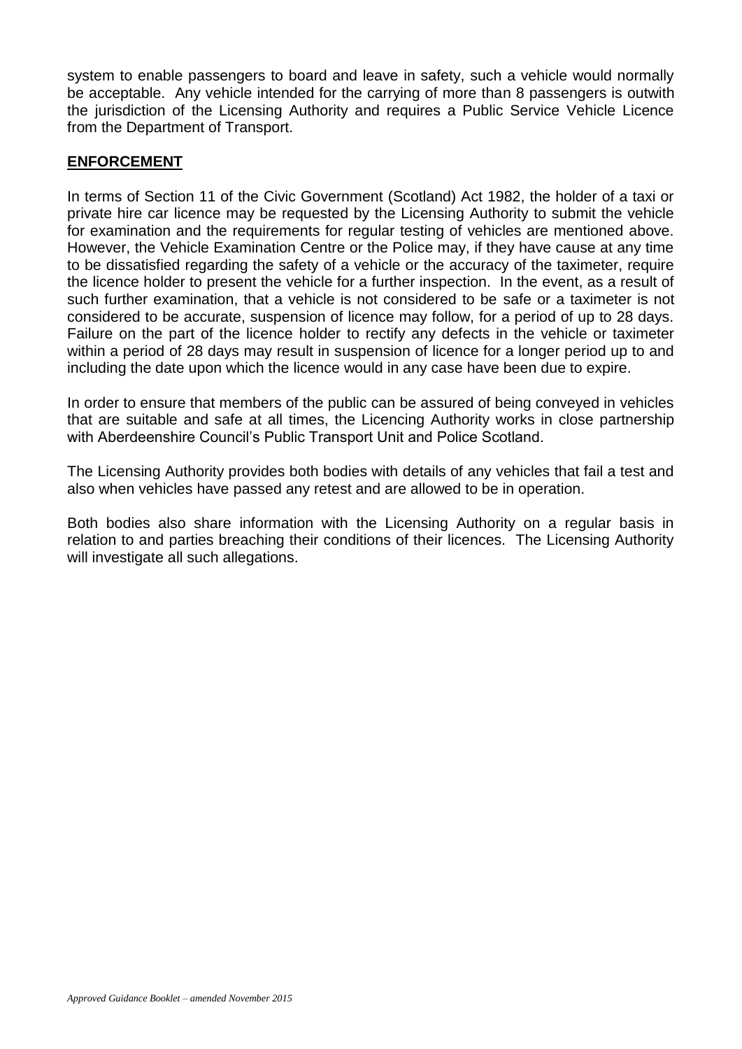system to enable passengers to board and leave in safety, such a vehicle would normally be acceptable. Any vehicle intended for the carrying of more than 8 passengers is outwith the jurisdiction of the Licensing Authority and requires a Public Service Vehicle Licence from the Department of Transport.

## ENFORCEMENT

In terms of Section 11 of the Civic Government (Scotland) Act 1982, the holder of a taxi or private hire car licence may be requested by the Licensing Authority to submit the vehicle for examination and the requirements for regular testing of vehicles are mentioned above. However, the Vehicle Examination Centre or the Police may, if they have cause at any time to be dissatisfied regarding the safety of a vehicle or the accuracy of the taximeter, require the licence holder to present the vehicle for a further inspection. In the event, as a result of such further examination, that a vehicle is not considered to be safe or a taximeter is not considered to be accurate, suspension of licence may follow, for a period of up to 28 days. Failure on the part of the licence holder to rectify any defects in the vehicle or taximeter within a period of 28 days may result in suspension of licence for a longer period up to and including the date upon which the licence would in any case have been due to expire.

In order to ensure that members of the public can be assured of being conveyed in vehicles that are suitable and safe at all times, the Licencing Authority works in close partnership with Aberdeenshire Council's Public Transport Unit and Police Scotland.

The Licensing Authority provides both bodies with details of any vehicles that fail a test and also when vehicles have passed any retest and are allowed to be in operation.

Both bodies also share information with the Licensing Authority on a regular basis in relation to and parties breaching their conditions of their licences. The Licensing Authority will investigate all such allegations.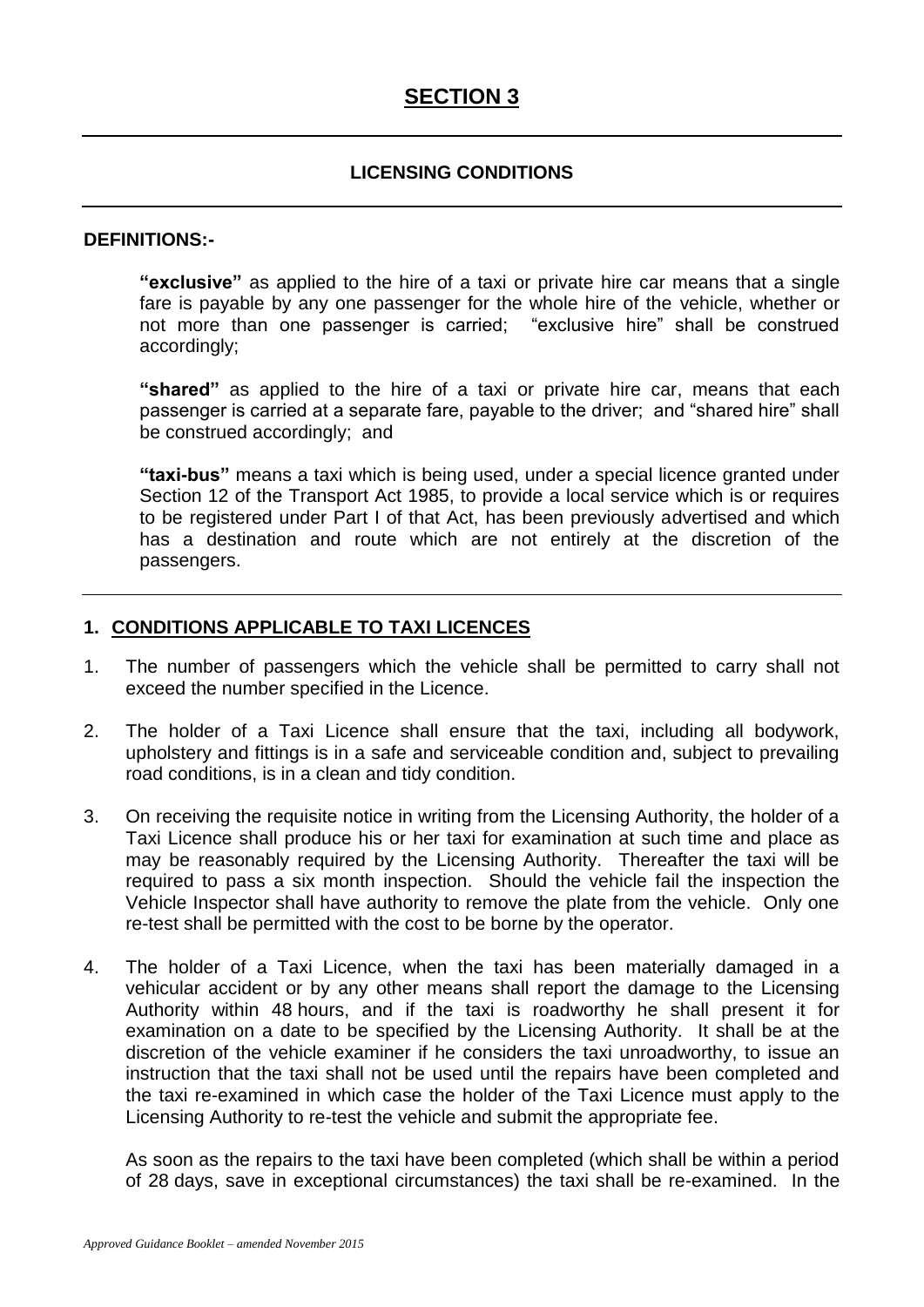# SECTION 3

## LICENSING CONDITIONS

**DEFINITIONS:-**

**"exclusive"** as applied to the hire of a taxi or private hire car means that a single fare is payable by any one passenger for the whole hire of the vehicle, whether or not more than one passenger is carried; "exclusive hire" shall be construed accordingly;

**"shared"** as applied to the hire of a taxi or private hire car, means that each passenger is carried at a separate fare, payable to the driver; and "shared hire" shall be construed accordingly; and

**"taxi-bus"** means a taxi which is being used, under a special licence granted under Section 12 of the Transport Act 1985, to provide a local service which is or requires to be registered under Part I of that Act, has been previously advertised and which has a destination and route which are not entirely at the discretion of the passengers.

---

### 1. CONDITIONS APPLICABLE TO TAXI LICENCES

1. The number of passengers which the vehicle shall be permitted to carry shall not exceed the number specified in the Licence.

2. The holder of a Taxi Licence shall ensure that the taxi, including all bodywork, upholstery and fittings is in a safe and serviceable condition and, subject to prevailing road conditions, is in a clean and tidy condition.

3. On receiving the requisite notice in writing from the Licensing Authority, the holder of a Taxi Licence shall produce his or her taxi for examination at such time and place as may be reasonably required by the Licensing Authority. Thereafter the taxi will be required to pass a six month inspection. Should the vehicle fail the inspection the Vehicle Inspector shall have authority to remove the plate from the vehicle. Only one re-test shall be permitted with the cost to be borne by the operator.

4. The holder of a Taxi Licence, when the taxi has been materially damaged in a vehicular accident or by any other means shall report the damage to the Licensing Authority within 48 hours, and if the taxi is roadworthy he shall present it for examination on a date to be specified by the Licensing Authority. It shall be at the discretion of the vehicle examiner if he considers the taxi unroadworthy, to issue an instruction that the taxi shall not be used until the repairs have been completed and the taxi re-examined in which case the holder of the Taxi Licence must apply to the Licensing Authority to re-test the vehicle and submit the appropriate fee.

   As soon as the repairs to the taxi have been completed (which shall be within a period of 28 days, save in exceptional circumstances) the taxi shall be re-examined. In the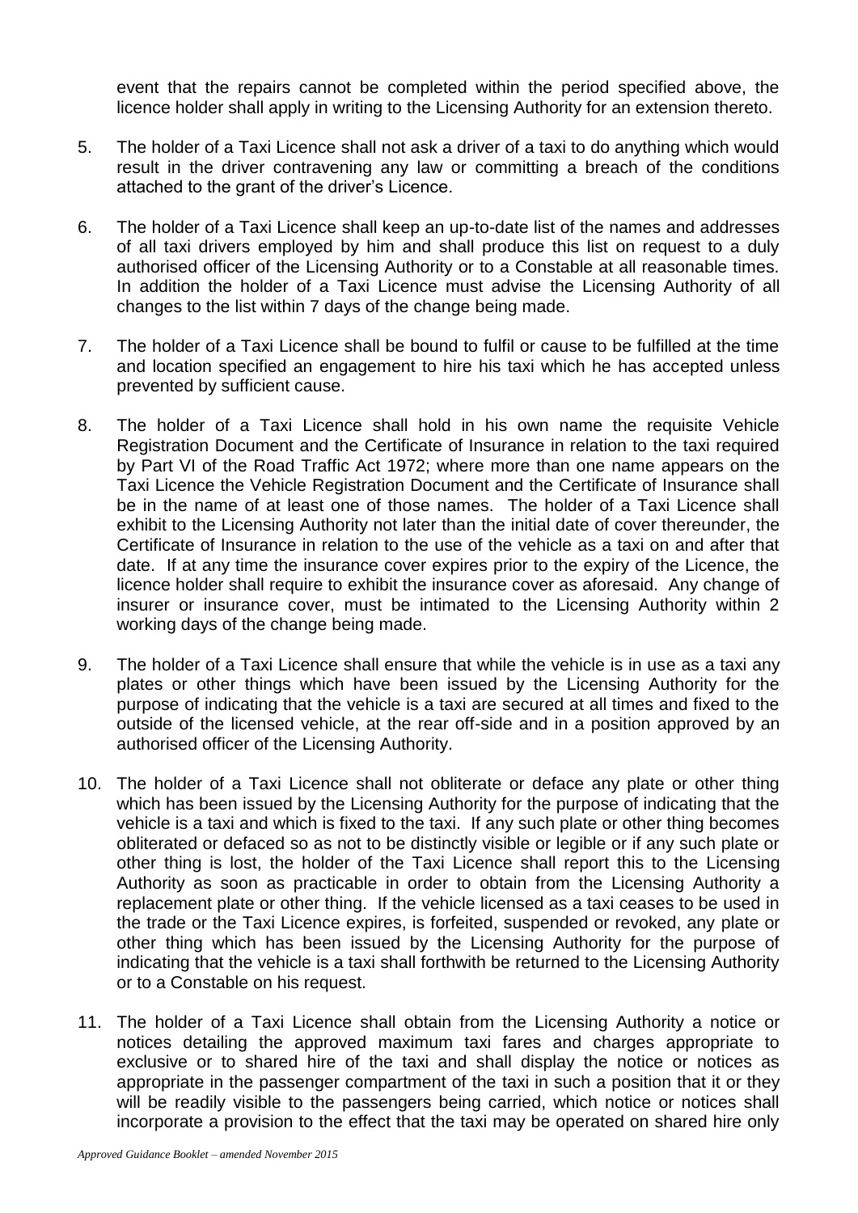event that the repairs cannot be completed within the period specified above, the licence holder shall apply in writing to the Licensing Authority for an extension thereto.

5. The holder of a Taxi Licence shall not ask a driver of a taxi to do anything which would result in the driver contravening any law or committing a breach of the conditions attached to the grant of the driver's Licence.

6. The holder of a Taxi Licence shall keep an up-to-date list of the names and addresses of all taxi drivers employed by him and shall produce this list on request to a duly authorised officer of the Licensing Authority or to a Constable at all reasonable times. In addition the holder of a Taxi Licence must advise the Licensing Authority of all changes to the list within 7 days of the change being made.

7. The holder of a Taxi Licence shall be bound to fulfil or cause to be fulfilled at the time and location specified an engagement to hire his taxi which he has accepted unless prevented by sufficient cause.

8. The holder of a Taxi Licence shall hold in his own name the requisite Vehicle Registration Document and the Certificate of Insurance in relation to the taxi required by Part VI of the Road Traffic Act 1972; where more than one name appears on the Taxi Licence the Vehicle Registration Document and the Certificate of Insurance shall be in the name of at least one of those names. The holder of a Taxi Licence shall exhibit to the Licensing Authority not later than the initial date of cover thereunder, the Certificate of Insurance in relation to the use of the vehicle as a taxi on and after that date. If at any time the insurance cover expires prior to the expiry of the Licence, the licence holder shall require to exhibit the insurance cover as aforesaid. Any change of insurer or insurance cover, must be intimated to the Licensing Authority within 2 working days of the change being made.

9. The holder of a Taxi Licence shall ensure that while the vehicle is in use as a taxi any plates or other things which have been issued by the Licensing Authority for the purpose of indicating that the vehicle is a taxi are secured at all times and fixed to the outside of the licensed vehicle, at the rear off-side and in a position approved by an authorised officer of the Licensing Authority.

10. The holder of a Taxi Licence shall not obliterate or deface any plate or other thing which has been issued by the Licensing Authority for the purpose of indicating that the vehicle is a taxi and which is fixed to the taxi. If any such plate or other thing becomes obliterated or defaced so as not to be distinctly visible or legible or if any such plate or other thing is lost, the holder of the Taxi Licence shall report this to the Licensing Authority as soon as practicable in order to obtain from the Licensing Authority a replacement plate or other thing. If the vehicle licensed as a taxi ceases to be used in the trade or the Taxi Licence expires, is forfeited, suspended or revoked, any plate or other thing which has been issued by the Licensing Authority for the purpose of indicating that the vehicle is a taxi shall forthwith be returned to the Licensing Authority or to a Constable on his request.

11. The holder of a Taxi Licence shall obtain from the Licensing Authority a notice or notices detailing the approved maximum taxi fares and charges appropriate to exclusive or to shared hire of the taxi and shall display the notice or notices as appropriate in the passenger compartment of the taxi in such a position that it or they will be readily visible to the passengers being carried, which notice or notices shall incorporate a provision to the effect that the taxi may be operated on shared hire only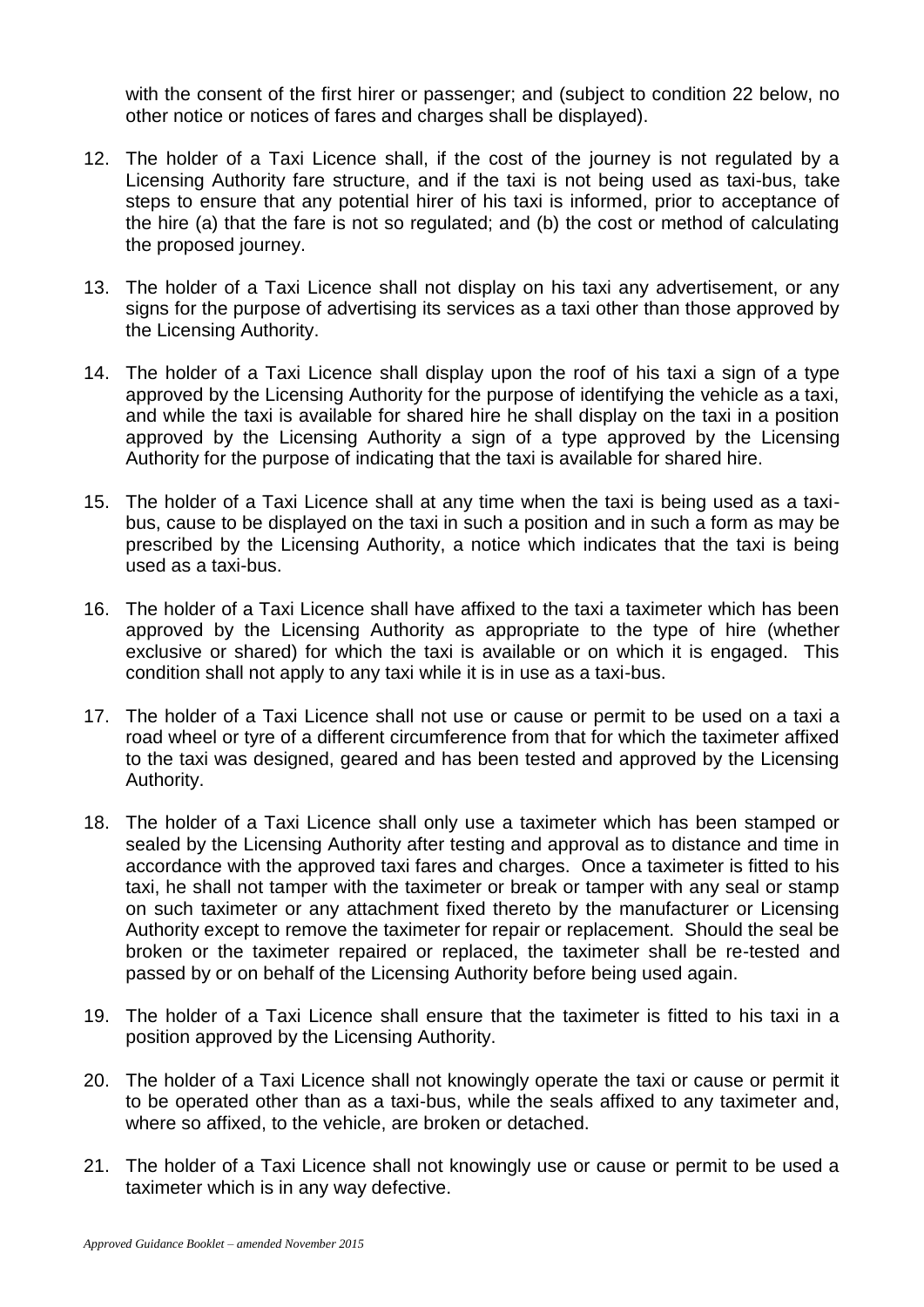with the consent of the first hirer or passenger; and (subject to condition 22 below, no other notice or notices of fares and charges shall be displayed).

12. The holder of a Taxi Licence shall, if the cost of the journey is not regulated by a Licensing Authority fare structure, and if the taxi is not being used as taxi-bus, take steps to ensure that any potential hirer of his taxi is informed, prior to acceptance of the hire (a) that the fare is not so regulated; and (b) the cost or method of calculating the proposed journey.

13. The holder of a Taxi Licence shall not display on his taxi any advertisement, or any signs for the purpose of advertising its services as a taxi other than those approved by the Licensing Authority.

14. The holder of a Taxi Licence shall display upon the roof of his taxi a sign of a type approved by the Licensing Authority for the purpose of identifying the vehicle as a taxi, and while the taxi is available for shared hire he shall display on the taxi in a position approved by the Licensing Authority a sign of a type approved by the Licensing Authority for the purpose of indicating that the taxi is available for shared hire.

15. The holder of a Taxi Licence shall at any time when the taxi is being used as a taxi-bus, cause to be displayed on the taxi in such a position and in such a form as may be prescribed by the Licensing Authority, a notice which indicates that the taxi is being used as a taxi-bus.

16. The holder of a Taxi Licence shall have affixed to the taxi a taximeter which has been approved by the Licensing Authority as appropriate to the type of hire (whether exclusive or shared) for which the taxi is available or on which it is engaged. This condition shall not apply to any taxi while it is in use as a taxi-bus.

17. The holder of a Taxi Licence shall not use or cause or permit to be used on a taxi a road wheel or tyre of a different circumference from that for which the taximeter affixed to the taxi was designed, geared and has been tested and approved by the Licensing Authority.

18. The holder of a Taxi Licence shall only use a taximeter which has been stamped or sealed by the Licensing Authority after testing and approval as to distance and time in accordance with the approved taxi fares and charges. Once a taximeter is fitted to his taxi, he shall not tamper with the taximeter or break or tamper with any seal or stamp on such taximeter or any attachment fixed thereto by the manufacturer or Licensing Authority except to remove the taximeter for repair or replacement. Should the seal be broken or the taximeter repaired or replaced, the taximeter shall be re-tested and passed by or on behalf of the Licensing Authority before being used again.

19. The holder of a Taxi Licence shall ensure that the taximeter is fitted to his taxi in a position approved by the Licensing Authority.

20. The holder of a Taxi Licence shall not knowingly operate the taxi or cause or permit it to be operated other than as a taxi-bus, while the seals affixed to any taximeter and, where so affixed, to the vehicle, are broken or detached.

21. The holder of a Taxi Licence shall not knowingly use or cause or permit to be used a taximeter which is in any way defective.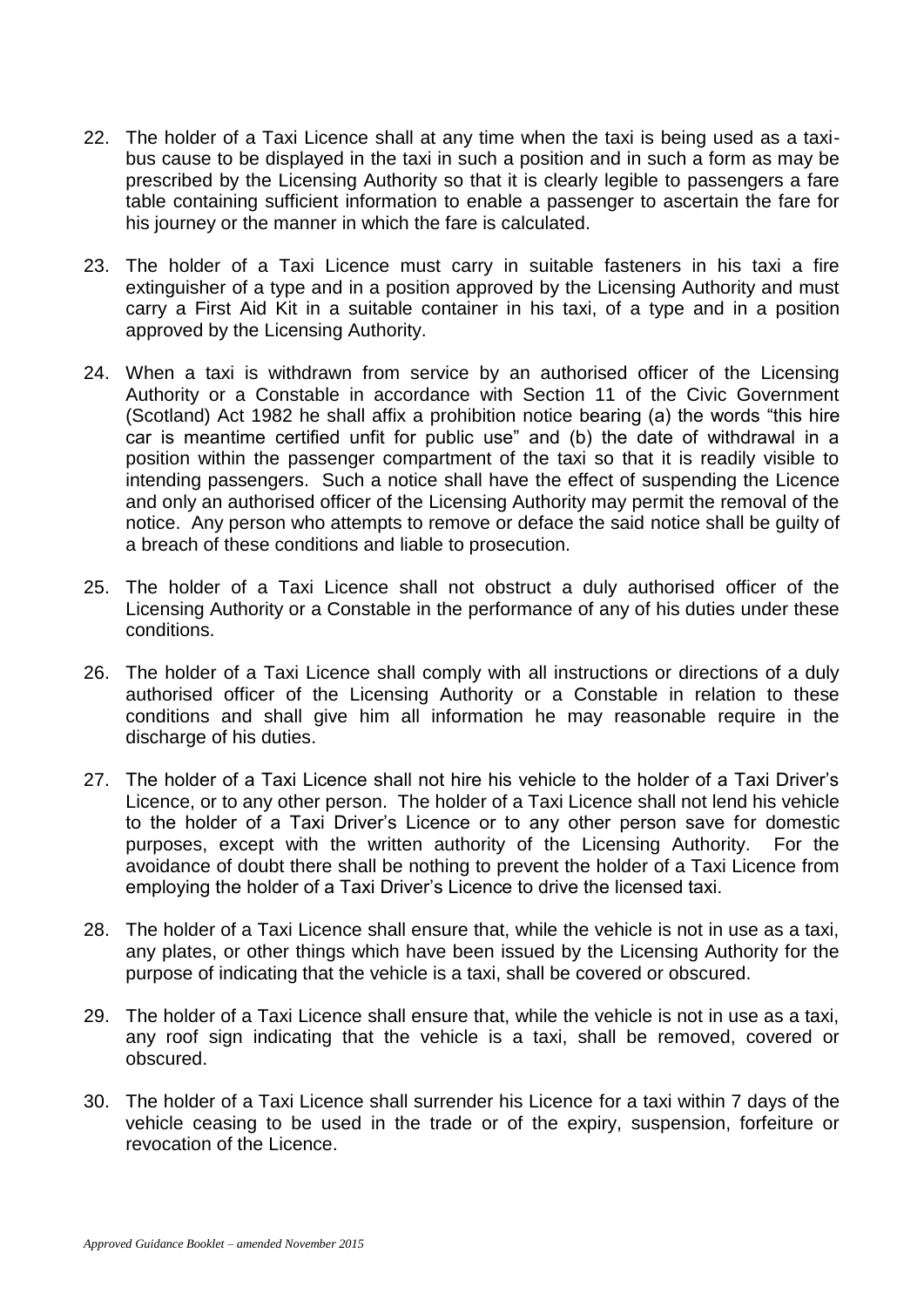22. The holder of a Taxi Licence shall at any time when the taxi is being used as a taxi-bus cause to be displayed in the taxi in such a position and in such a form as may be prescribed by the Licensing Authority so that it is clearly legible to passengers a fare table containing sufficient information to enable a passenger to ascertain the fare for his journey or the manner in which the fare is calculated.

23. The holder of a Taxi Licence must carry in suitable fasteners in his taxi a fire extinguisher of a type and in a position approved by the Licensing Authority and must carry a First Aid Kit in a suitable container in his taxi, of a type and in a position approved by the Licensing Authority.

24. When a taxi is withdrawn from service by an authorised officer of the Licensing Authority or a Constable in accordance with Section 11 of the Civic Government (Scotland) Act 1982 he shall affix a prohibition notice bearing (a) the words "this hire car is meantime certified unfit for public use" and (b) the date of withdrawal in a position within the passenger compartment of the taxi so that it is readily visible to intending passengers. Such a notice shall have the effect of suspending the Licence and only an authorised officer of the Licensing Authority may permit the removal of the notice. Any person who attempts to remove or deface the said notice shall be guilty of a breach of these conditions and liable to prosecution.

25. The holder of a Taxi Licence shall not obstruct a duly authorised officer of the Licensing Authority or a Constable in the performance of any of his duties under these conditions.

26. The holder of a Taxi Licence shall comply with all instructions or directions of a duly authorised officer of the Licensing Authority or a Constable in relation to these conditions and shall give him all information he may reasonable require in the discharge of his duties.

27. The holder of a Taxi Licence shall not hire his vehicle to the holder of a Taxi Driver's Licence, or to any other person. The holder of a Taxi Licence shall not lend his vehicle to the holder of a Taxi Driver's Licence or to any other person save for domestic purposes, except with the written authority of the Licensing Authority. For the avoidance of doubt there shall be nothing to prevent the holder of a Taxi Licence from employing the holder of a Taxi Driver's Licence to drive the licensed taxi.

28. The holder of a Taxi Licence shall ensure that, while the vehicle is not in use as a taxi, any plates, or other things which have been issued by the Licensing Authority for the purpose of indicating that the vehicle is a taxi, shall be covered or obscured.

29. The holder of a Taxi Licence shall ensure that, while the vehicle is not in use as a taxi, any roof sign indicating that the vehicle is a taxi, shall be removed, covered or obscured.

30. The holder of a Taxi Licence shall surrender his Licence for a taxi within 7 days of the vehicle ceasing to be used in the trade or of the expiry, suspension, forfeiture or revocation of the Licence.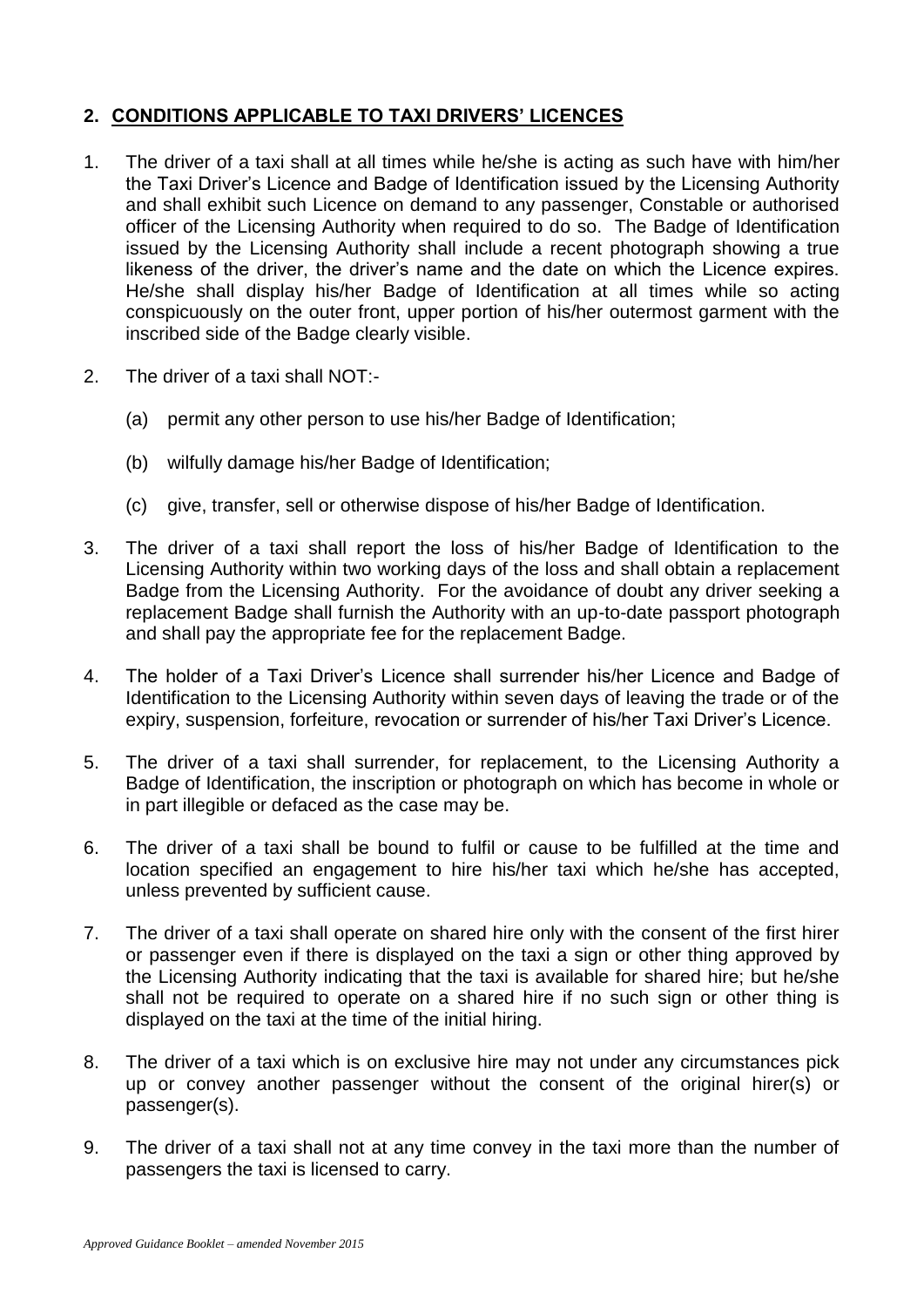## 2. CONDITIONS APPLICABLE TO TAXI DRIVERS' LICENCES

1. The driver of a taxi shall at all times while he/she is acting as such have with him/her the Taxi Driver's Licence and Badge of Identification issued by the Licensing Authority and shall exhibit such Licence on demand to any passenger, Constable or authorised officer of the Licensing Authority when required to do so. The Badge of Identification issued by the Licensing Authority shall include a recent photograph showing a true likeness of the driver, the driver's name and the date on which the Licence expires. He/she shall display his/her Badge of Identification at all times while so acting conspicuously on the outer front, upper portion of his/her outermost garment with the inscribed side of the Badge clearly visible.

2. The driver of a taxi shall NOT:-

   (a) permit any other person to use his/her Badge of Identification;

   (b) wilfully damage his/her Badge of Identification;

   (c) give, transfer, sell or otherwise dispose of his/her Badge of Identification.

3. The driver of a taxi shall report the loss of his/her Badge of Identification to the Licensing Authority within two working days of the loss and shall obtain a replacement Badge from the Licensing Authority. For the avoidance of doubt any driver seeking a replacement Badge shall furnish the Authority with an up-to-date passport photograph and shall pay the appropriate fee for the replacement Badge.

4. The holder of a Taxi Driver's Licence shall surrender his/her Licence and Badge of Identification to the Licensing Authority within seven days of leaving the trade or of the expiry, suspension, forfeiture, revocation or surrender of his/her Taxi Driver's Licence.

5. The driver of a taxi shall surrender, for replacement, to the Licensing Authority a Badge of Identification, the inscription or photograph on which has become in whole or in part illegible or defaced as the case may be.

6. The driver of a taxi shall be bound to fulfil or cause to be fulfilled at the time and location specified an engagement to hire his/her taxi which he/she has accepted, unless prevented by sufficient cause.

7. The driver of a taxi shall operate on shared hire only with the consent of the first hirer or passenger even if there is displayed on the taxi a sign or other thing approved by the Licensing Authority indicating that the taxi is available for shared hire; but he/she shall not be required to operate on a shared hire if no such sign or other thing is displayed on the taxi at the time of the initial hiring.

8. The driver of a taxi which is on exclusive hire may not under any circumstances pick up or convey another passenger without the consent of the original hirer(s) or passenger(s).

9. The driver of a taxi shall not at any time convey in the taxi more than the number of passengers the taxi is licensed to carry.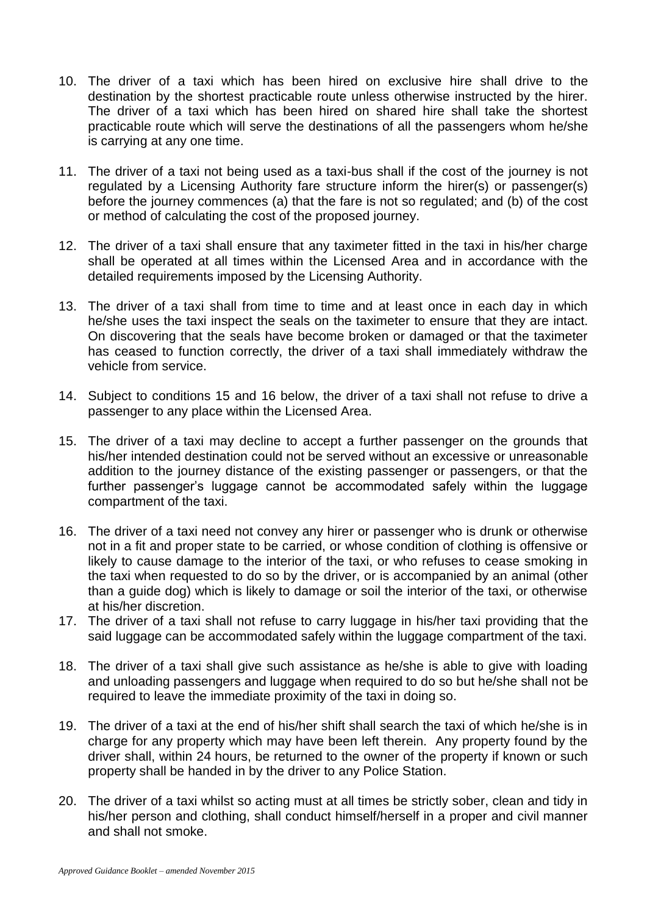10. The driver of a taxi which has been hired on exclusive hire shall drive to the destination by the shortest practicable route unless otherwise instructed by the hirer. The driver of a taxi which has been hired on shared hire shall take the shortest practicable route which will serve the destinations of all the passengers whom he/she is carrying at any one time.

11. The driver of a taxi not being used as a taxi-bus shall if the cost of the journey is not regulated by a Licensing Authority fare structure inform the hirer(s) or passenger(s) before the journey commences (a) that the fare is not so regulated; and (b) of the cost or method of calculating the cost of the proposed journey.

12. The driver of a taxi shall ensure that any taximeter fitted in the taxi in his/her charge shall be operated at all times within the Licensed Area and in accordance with the detailed requirements imposed by the Licensing Authority.

13. The driver of a taxi shall from time to time and at least once in each day in which he/she uses the taxi inspect the seals on the taximeter to ensure that they are intact. On discovering that the seals have become broken or damaged or that the taximeter has ceased to function correctly, the driver of a taxi shall immediately withdraw the vehicle from service.

14. Subject to conditions 15 and 16 below, the driver of a taxi shall not refuse to drive a passenger to any place within the Licensed Area.

15. The driver of a taxi may decline to accept a further passenger on the grounds that his/her intended destination could not be served without an excessive or unreasonable addition to the journey distance of the existing passenger or passengers, or that the further passenger's luggage cannot be accommodated safely within the luggage compartment of the taxi.

16. The driver of a taxi need not convey any hirer or passenger who is drunk or otherwise not in a fit and proper state to be carried, or whose condition of clothing is offensive or likely to cause damage to the interior of the taxi, or who refuses to cease smoking in the taxi when requested to do so by the driver, or is accompanied by an animal (other than a guide dog) which is likely to damage or soil the interior of the taxi, or otherwise at his/her discretion.

17. The driver of a taxi shall not refuse to carry luggage in his/her taxi providing that the said luggage can be accommodated safely within the luggage compartment of the taxi.

18. The driver of a taxi shall give such assistance as he/she is able to give with loading and unloading passengers and luggage when required to do so but he/she shall not be required to leave the immediate proximity of the taxi in doing so.

19. The driver of a taxi at the end of his/her shift shall search the taxi of which he/she is in charge for any property which may have been left therein. Any property found by the driver shall, within 24 hours, be returned to the owner of the property if known or such property shall be handed in by the driver to any Police Station.

20. The driver of a taxi whilst so acting must at all times be strictly sober, clean and tidy in his/her person and clothing, shall conduct himself/herself in a proper and civil manner and shall not smoke.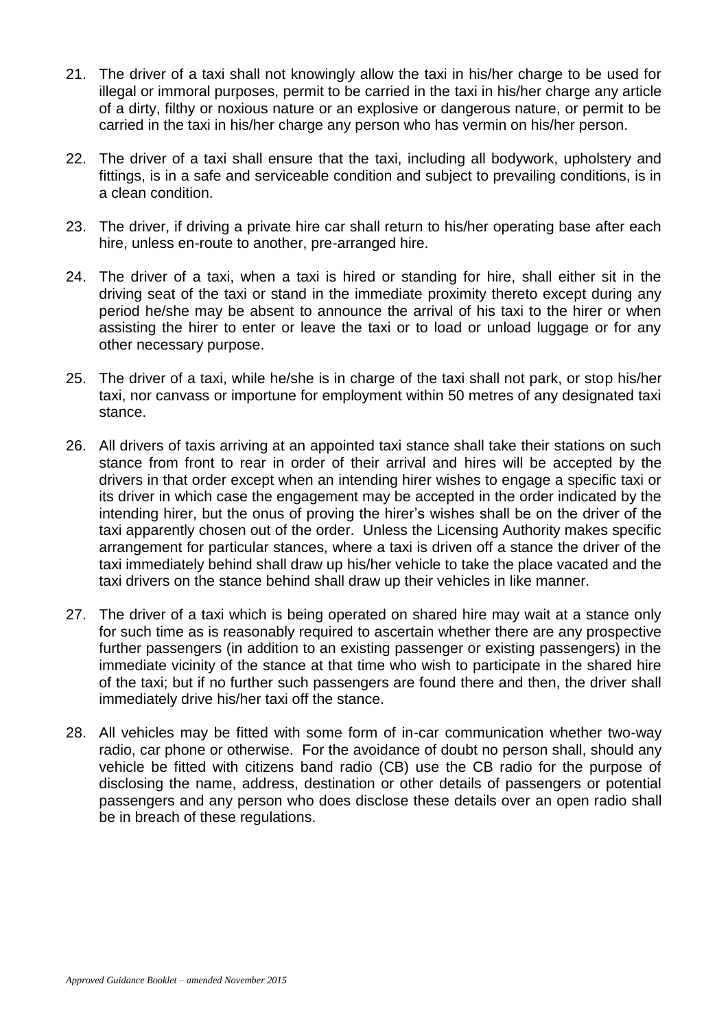21. The driver of a taxi shall not knowingly allow the taxi in his/her charge to be used for illegal or immoral purposes, permit to be carried in the taxi in his/her charge any article of a dirty, filthy or noxious nature or an explosive or dangerous nature, or permit to be carried in the taxi in his/her charge any person who has vermin on his/her person.

22. The driver of a taxi shall ensure that the taxi, including all bodywork, upholstery and fittings, is in a safe and serviceable condition and subject to prevailing conditions, is in a clean condition.

23. The driver, if driving a private hire car shall return to his/her operating base after each hire, unless en-route to another, pre-arranged hire.

24. The driver of a taxi, when a taxi is hired or standing for hire, shall either sit in the driving seat of the taxi or stand in the immediate proximity thereto except during any period he/she may be absent to announce the arrival of his taxi to the hirer or when assisting the hirer to enter or leave the taxi or to load or unload luggage or for any other necessary purpose.

25. The driver of a taxi, while he/she is in charge of the taxi shall not park, or stop his/her taxi, nor canvass or importune for employment within 50 metres of any designated taxi stance.

26. All drivers of taxis arriving at an appointed taxi stance shall take their stations on such stance from front to rear in order of their arrival and hires will be accepted by the drivers in that order except when an intending hirer wishes to engage a specific taxi or its driver in which case the engagement may be accepted in the order indicated by the intending hirer, but the onus of proving the hirer's wishes shall be on the driver of the taxi apparently chosen out of the order. Unless the Licensing Authority makes specific arrangement for particular stances, where a taxi is driven off a stance the driver of the taxi immediately behind shall draw up his/her vehicle to take the place vacated and the taxi drivers on the stance behind shall draw up their vehicles in like manner.

27. The driver of a taxi which is being operated on shared hire may wait at a stance only for such time as is reasonably required to ascertain whether there are any prospective further passengers (in addition to an existing passenger or existing passengers) in the immediate vicinity of the stance at that time who wish to participate in the shared hire of the taxi; but if no further such passengers are found there and then, the driver shall immediately drive his/her taxi off the stance.

28. All vehicles may be fitted with some form of in-car communication whether two-way radio, car phone or otherwise. For the avoidance of doubt no person shall, should any vehicle be fitted with citizens band radio (CB) use the CB radio for the purpose of disclosing the name, address, destination or other details of passengers or potential passengers and any person who does disclose these details over an open radio shall be in breach of these regulations.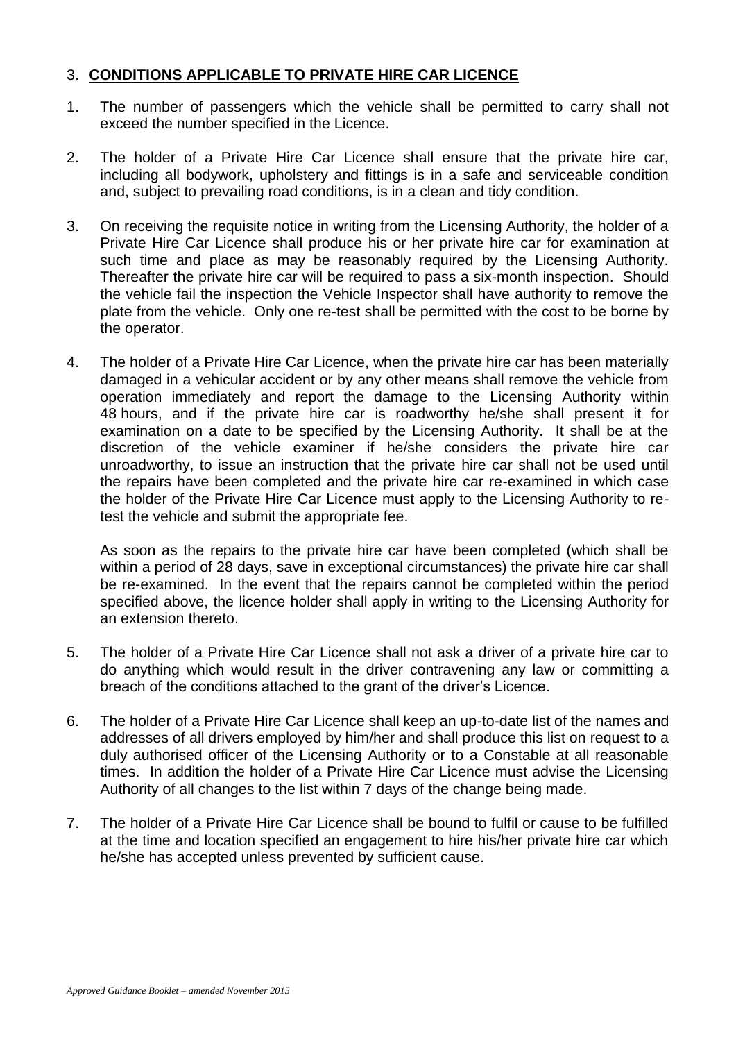## 3. **CONDITIONS APPLICABLE TO PRIVATE HIRE CAR LICENCE**

1. The number of passengers which the vehicle shall be permitted to carry shall not exceed the number specified in the Licence.

2. The holder of a Private Hire Car Licence shall ensure that the private hire car, including all bodywork, upholstery and fittings is in a safe and serviceable condition and, subject to prevailing road conditions, is in a clean and tidy condition.

3. On receiving the requisite notice in writing from the Licensing Authority, the holder of a Private Hire Car Licence shall produce his or her private hire car for examination at such time and place as may be reasonably required by the Licensing Authority. Thereafter the private hire car will be required to pass a six-month inspection. Should the vehicle fail the inspection the Vehicle Inspector shall have authority to remove the plate from the vehicle. Only one re-test shall be permitted with the cost to be borne by the operator.

4. The holder of a Private Hire Car Licence, when the private hire car has been materially damaged in a vehicular accident or by any other means shall remove the vehicle from operation immediately and report the damage to the Licensing Authority within 48 hours, and if the private hire car is roadworthy he/she shall present it for examination on a date to be specified by the Licensing Authority. It shall be at the discretion of the vehicle examiner if he/she considers the private hire car unroadworthy, to issue an instruction that the private hire car shall not be used until the repairs have been completed and the private hire car re-examined in which case the holder of the Private Hire Car Licence must apply to the Licensing Authority to re-test the vehicle and submit the appropriate fee.

   As soon as the repairs to the private hire car have been completed (which shall be within a period of 28 days, save in exceptional circumstances) the private hire car shall be re-examined. In the event that the repairs cannot be completed within the period specified above, the licence holder shall apply in writing to the Licensing Authority for an extension thereto.

5. The holder of a Private Hire Car Licence shall not ask a driver of a private hire car to do anything which would result in the driver contravening any law or committing a breach of the conditions attached to the grant of the driver's Licence.

6. The holder of a Private Hire Car Licence shall keep an up-to-date list of the names and addresses of all drivers employed by him/her and shall produce this list on request to a duly authorised officer of the Licensing Authority or to a Constable at all reasonable times. In addition the holder of a Private Hire Car Licence must advise the Licensing Authority of all changes to the list within 7 days of the change being made.

7. The holder of a Private Hire Car Licence shall be bound to fulfil or cause to be fulfilled at the time and location specified an engagement to hire his/her private hire car which he/she has accepted unless prevented by sufficient cause.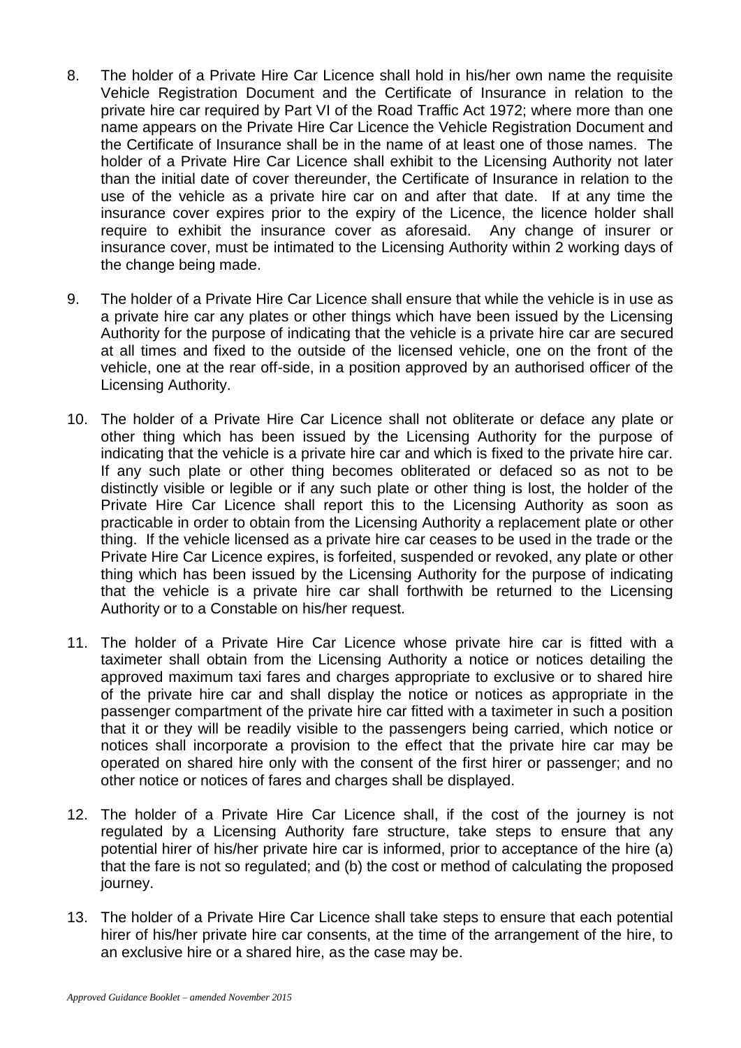8. The holder of a Private Hire Car Licence shall hold in his/her own name the requisite Vehicle Registration Document and the Certificate of Insurance in relation to the private hire car required by Part VI of the Road Traffic Act 1972; where more than one name appears on the Private Hire Car Licence the Vehicle Registration Document and the Certificate of Insurance shall be in the name of at least one of those names. The holder of a Private Hire Car Licence shall exhibit to the Licensing Authority not later than the initial date of cover thereunder, the Certificate of Insurance in relation to the use of the vehicle as a private hire car on and after that date. If at any time the insurance cover expires prior to the expiry of the Licence, the licence holder shall require to exhibit the insurance cover as aforesaid. Any change of insurer or insurance cover, must be intimated to the Licensing Authority within 2 working days of the change being made.

9. The holder of a Private Hire Car Licence shall ensure that while the vehicle is in use as a private hire car any plates or other things which have been issued by the Licensing Authority for the purpose of indicating that the vehicle is a private hire car are secured at all times and fixed to the outside of the licensed vehicle, one on the front of the vehicle, one at the rear off-side, in a position approved by an authorised officer of the Licensing Authority.

10. The holder of a Private Hire Car Licence shall not obliterate or deface any plate or other thing which has been issued by the Licensing Authority for the purpose of indicating that the vehicle is a private hire car and which is fixed to the private hire car. If any such plate or other thing becomes obliterated or defaced so as not to be distinctly visible or legible or if any such plate or other thing is lost, the holder of the Private Hire Car Licence shall report this to the Licensing Authority as soon as practicable in order to obtain from the Licensing Authority a replacement plate or other thing. If the vehicle licensed as a private hire car ceases to be used in the trade or the Private Hire Car Licence expires, is forfeited, suspended or revoked, any plate or other thing which has been issued by the Licensing Authority for the purpose of indicating that the vehicle is a private hire car shall forthwith be returned to the Licensing Authority or to a Constable on his/her request.

11. The holder of a Private Hire Car Licence whose private hire car is fitted with a taximeter shall obtain from the Licensing Authority a notice or notices detailing the approved maximum taxi fares and charges appropriate to exclusive or to shared hire of the private hire car and shall display the notice or notices as appropriate in the passenger compartment of the private hire car fitted with a taximeter in such a position that it or they will be readily visible to the passengers being carried, which notice or notices shall incorporate a provision to the effect that the private hire car may be operated on shared hire only with the consent of the first hirer or passenger; and no other notice or notices of fares and charges shall be displayed.

12. The holder of a Private Hire Car Licence shall, if the cost of the journey is not regulated by a Licensing Authority fare structure, take steps to ensure that any potential hirer of his/her private hire car is informed, prior to acceptance of the hire (a) that the fare is not so regulated; and (b) the cost or method of calculating the proposed journey.

13. The holder of a Private Hire Car Licence shall take steps to ensure that each potential hirer of his/her private hire car consents, at the time of the arrangement of the hire, to an exclusive hire or a shared hire, as the case may be.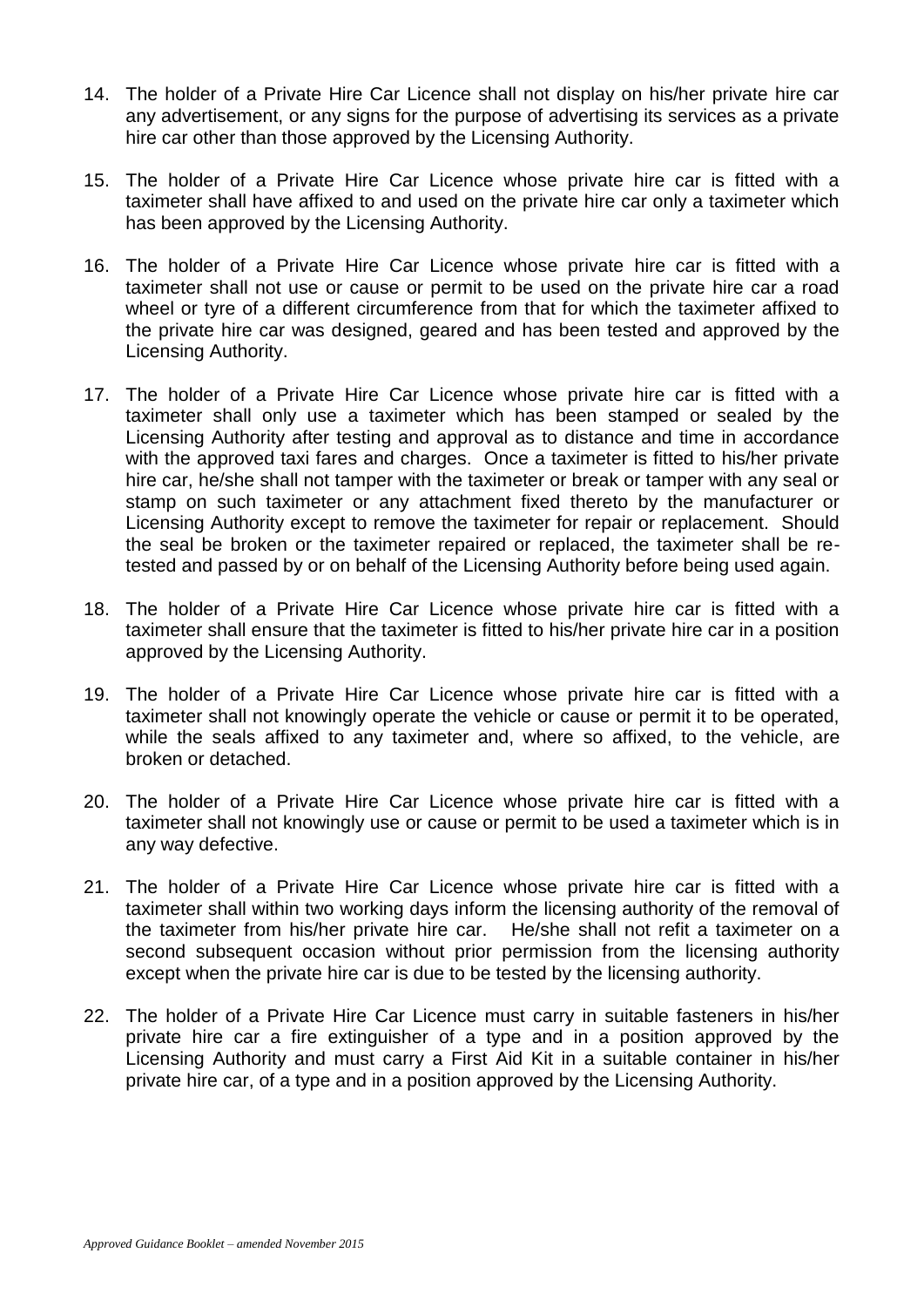14. The holder of a Private Hire Car Licence shall not display on his/her private hire car any advertisement, or any signs for the purpose of advertising its services as a private hire car other than those approved by the Licensing Authority.

15. The holder of a Private Hire Car Licence whose private hire car is fitted with a taximeter shall have affixed to and used on the private hire car only a taximeter which has been approved by the Licensing Authority.

16. The holder of a Private Hire Car Licence whose private hire car is fitted with a taximeter shall not use or cause or permit to be used on the private hire car a road wheel or tyre of a different circumference from that for which the taximeter affixed to the private hire car was designed, geared and has been tested and approved by the Licensing Authority.

17. The holder of a Private Hire Car Licence whose private hire car is fitted with a taximeter shall only use a taximeter which has been stamped or sealed by the Licensing Authority after testing and approval as to distance and time in accordance with the approved taxi fares and charges. Once a taximeter is fitted to his/her private hire car, he/she shall not tamper with the taximeter or break or tamper with any seal or stamp on such taximeter or any attachment fixed thereto by the manufacturer or Licensing Authority except to remove the taximeter for repair or replacement. Should the seal be broken or the taximeter repaired or replaced, the taximeter shall be re-tested and passed by or on behalf of the Licensing Authority before being used again.

18. The holder of a Private Hire Car Licence whose private hire car is fitted with a taximeter shall ensure that the taximeter is fitted to his/her private hire car in a position approved by the Licensing Authority.

19. The holder of a Private Hire Car Licence whose private hire car is fitted with a taximeter shall not knowingly operate the vehicle or cause or permit it to be operated, while the seals affixed to any taximeter and, where so affixed, to the vehicle, are broken or detached.

20. The holder of a Private Hire Car Licence whose private hire car is fitted with a taximeter shall not knowingly use or cause or permit to be used a taximeter which is in any way defective.

21. The holder of a Private Hire Car Licence whose private hire car is fitted with a taximeter shall within two working days inform the licensing authority of the removal of the taximeter from his/her private hire car. He/she shall not refit a taximeter on a second subsequent occasion without prior permission from the licensing authority except when the private hire car is due to be tested by the licensing authority.

22. The holder of a Private Hire Car Licence must carry in suitable fasteners in his/her private hire car a fire extinguisher of a type and in a position approved by the Licensing Authority and must carry a First Aid Kit in a suitable container in his/her private hire car, of a type and in a position approved by the Licensing Authority.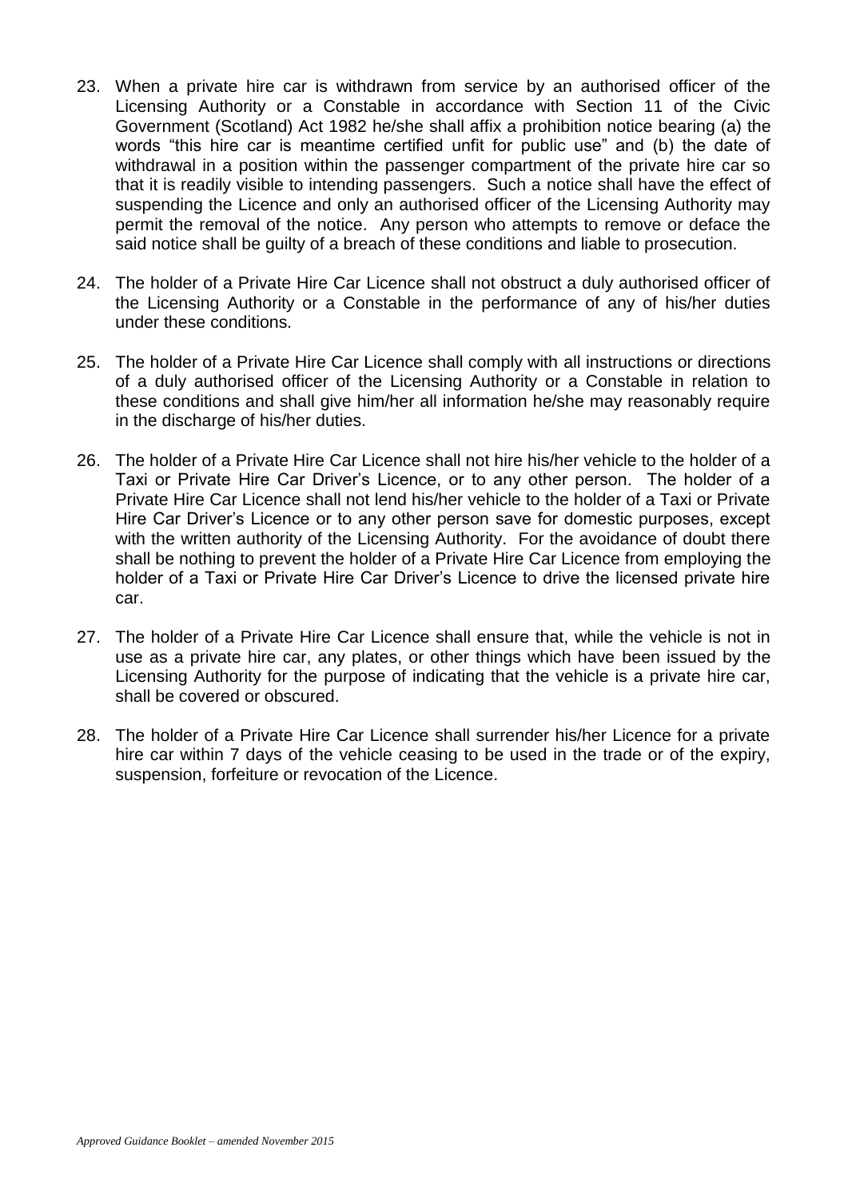23. When a private hire car is withdrawn from service by an authorised officer of the Licensing Authority or a Constable in accordance with Section 11 of the Civic Government (Scotland) Act 1982 he/she shall affix a prohibition notice bearing (a) the words "this hire car is meantime certified unfit for public use" and (b) the date of withdrawal in a position within the passenger compartment of the private hire car so that it is readily visible to intending passengers. Such a notice shall have the effect of suspending the Licence and only an authorised officer of the Licensing Authority may permit the removal of the notice. Any person who attempts to remove or deface the said notice shall be guilty of a breach of these conditions and liable to prosecution.

24. The holder of a Private Hire Car Licence shall not obstruct a duly authorised officer of the Licensing Authority or a Constable in the performance of any of his/her duties under these conditions.

25. The holder of a Private Hire Car Licence shall comply with all instructions or directions of a duly authorised officer of the Licensing Authority or a Constable in relation to these conditions and shall give him/her all information he/she may reasonably require in the discharge of his/her duties.

26. The holder of a Private Hire Car Licence shall not hire his/her vehicle to the holder of a Taxi or Private Hire Car Driver's Licence, or to any other person. The holder of a Private Hire Car Licence shall not lend his/her vehicle to the holder of a Taxi or Private Hire Car Driver's Licence or to any other person save for domestic purposes, except with the written authority of the Licensing Authority. For the avoidance of doubt there shall be nothing to prevent the holder of a Private Hire Car Licence from employing the holder of a Taxi or Private Hire Car Driver's Licence to drive the licensed private hire car.

27. The holder of a Private Hire Car Licence shall ensure that, while the vehicle is not in use as a private hire car, any plates, or other things which have been issued by the Licensing Authority for the purpose of indicating that the vehicle is a private hire car, shall be covered or obscured.

28. The holder of a Private Hire Car Licence shall surrender his/her Licence for a private hire car within 7 days of the vehicle ceasing to be used in the trade or of the expiry, suspension, forfeiture or revocation of the Licence.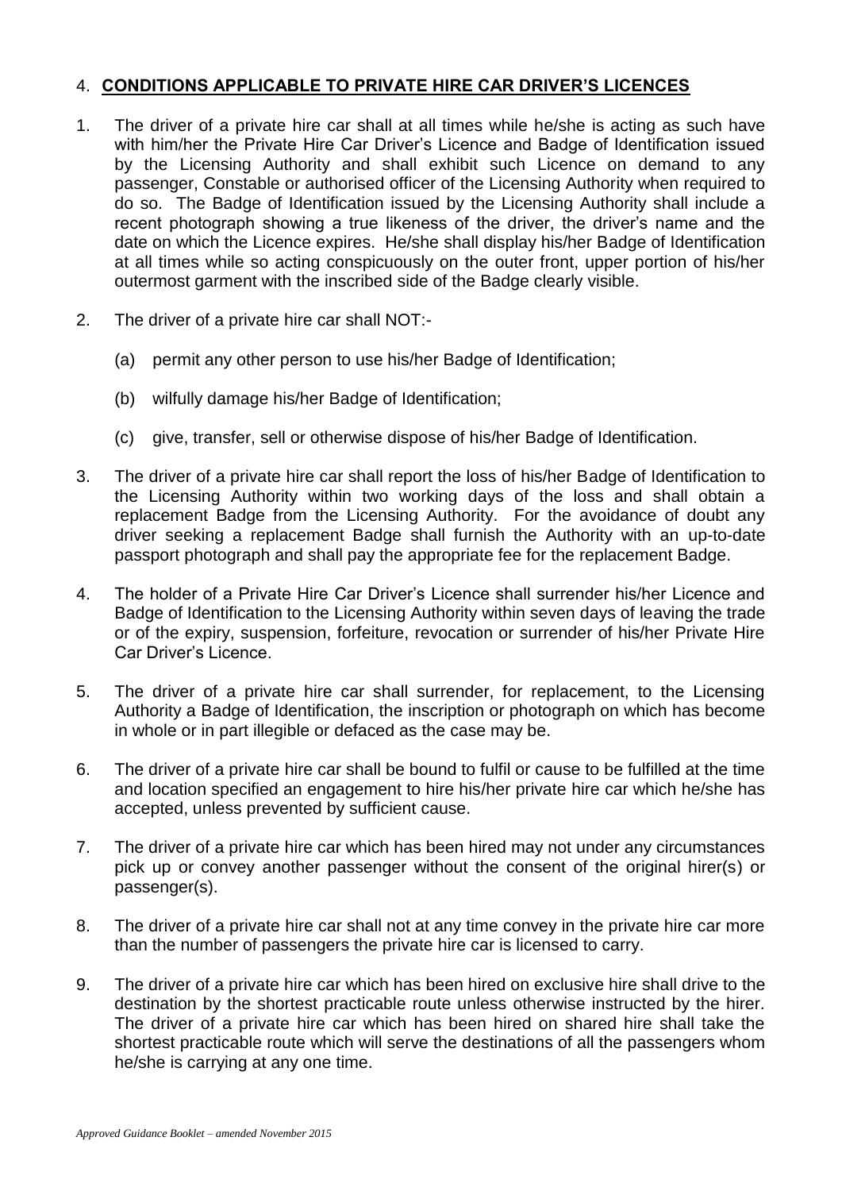## 4. **CONDITIONS APPLICABLE TO PRIVATE HIRE CAR DRIVER'S LICENCES**

1. The driver of a private hire car shall at all times while he/she is acting as such have with him/her the Private Hire Car Driver's Licence and Badge of Identification issued by the Licensing Authority and shall exhibit such Licence on demand to any passenger, Constable or authorised officer of the Licensing Authority when required to do so. The Badge of Identification issued by the Licensing Authority shall include a recent photograph showing a true likeness of the driver, the driver's name and the date on which the Licence expires. He/she shall display his/her Badge of Identification at all times while so acting conspicuously on the outer front, upper portion of his/her outermost garment with the inscribed side of the Badge clearly visible.

2. The driver of a private hire car shall NOT:-

   (a) permit any other person to use his/her Badge of Identification;

   (b) wilfully damage his/her Badge of Identification;

   (c) give, transfer, sell or otherwise dispose of his/her Badge of Identification.

3. The driver of a private hire car shall report the loss of his/her Badge of Identification to the Licensing Authority within two working days of the loss and shall obtain a replacement Badge from the Licensing Authority. For the avoidance of doubt any driver seeking a replacement Badge shall furnish the Authority with an up-to-date passport photograph and shall pay the appropriate fee for the replacement Badge.

4. The holder of a Private Hire Car Driver's Licence shall surrender his/her Licence and Badge of Identification to the Licensing Authority within seven days of leaving the trade or of the expiry, suspension, forfeiture, revocation or surrender of his/her Private Hire Car Driver's Licence.

5. The driver of a private hire car shall surrender, for replacement, to the Licensing Authority a Badge of Identification, the inscription or photograph on which has become in whole or in part illegible or defaced as the case may be.

6. The driver of a private hire car shall be bound to fulfil or cause to be fulfilled at the time and location specified an engagement to hire his/her private hire car which he/she has accepted, unless prevented by sufficient cause.

7. The driver of a private hire car which has been hired may not under any circumstances pick up or convey another passenger without the consent of the original hirer(s) or passenger(s).

8. The driver of a private hire car shall not at any time convey in the private hire car more than the number of passengers the private hire car is licensed to carry.

9. The driver of a private hire car which has been hired on exclusive hire shall drive to the destination by the shortest practicable route unless otherwise instructed by the hirer. The driver of a private hire car which has been hired on shared hire shall take the shortest practicable route which will serve the destinations of all the passengers whom he/she is carrying at any one time.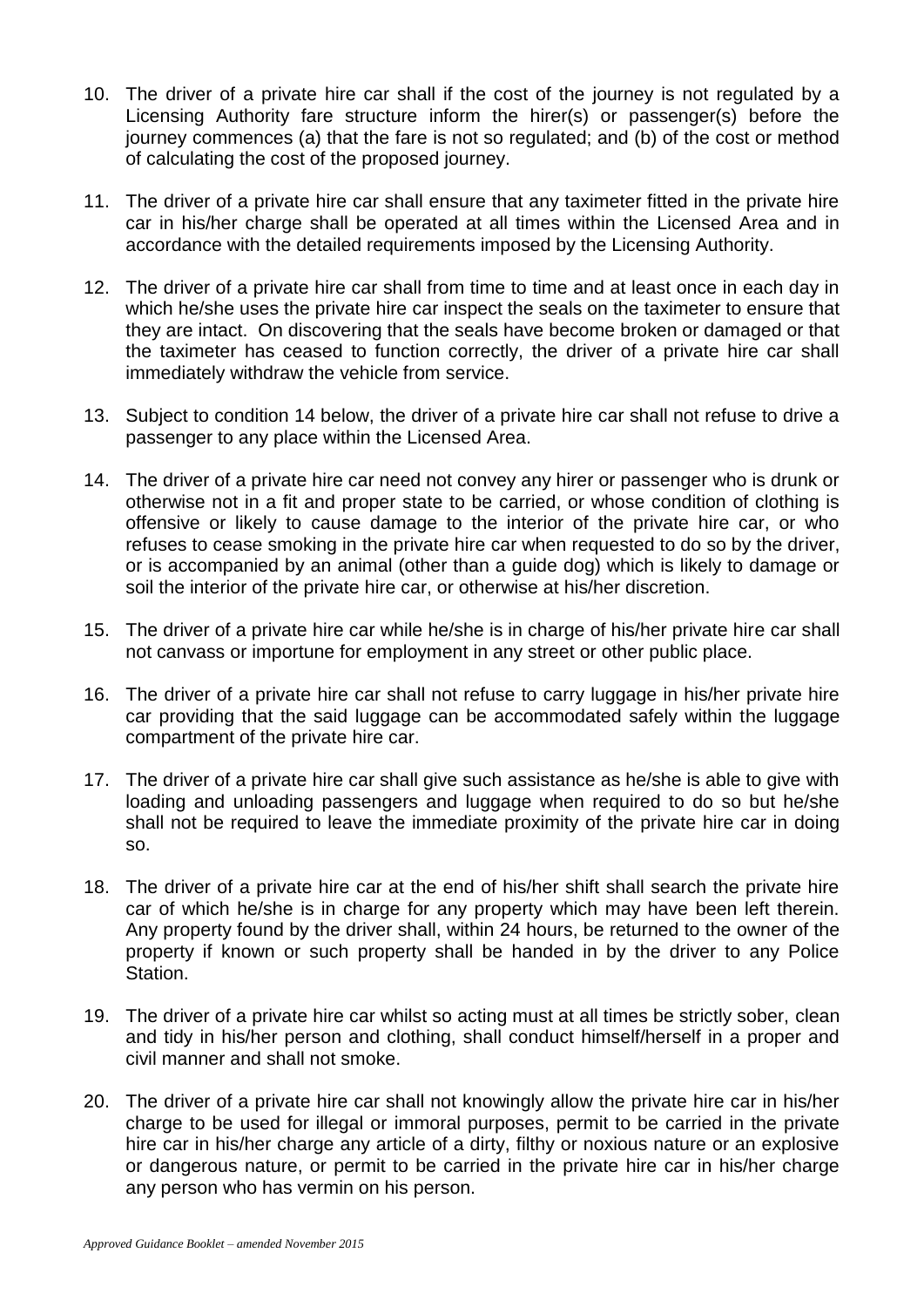10. The driver of a private hire car shall if the cost of the journey is not regulated by a Licensing Authority fare structure inform the hirer(s) or passenger(s) before the journey commences (a) that the fare is not so regulated; and (b) of the cost or method of calculating the cost of the proposed journey.

11. The driver of a private hire car shall ensure that any taximeter fitted in the private hire car in his/her charge shall be operated at all times within the Licensed Area and in accordance with the detailed requirements imposed by the Licensing Authority.

12. The driver of a private hire car shall from time to time and at least once in each day in which he/she uses the private hire car inspect the seals on the taximeter to ensure that they are intact. On discovering that the seals have become broken or damaged or that the taximeter has ceased to function correctly, the driver of a private hire car shall immediately withdraw the vehicle from service.

13. Subject to condition 14 below, the driver of a private hire car shall not refuse to drive a passenger to any place within the Licensed Area.

14. The driver of a private hire car need not convey any hirer or passenger who is drunk or otherwise not in a fit and proper state to be carried, or whose condition of clothing is offensive or likely to cause damage to the interior of the private hire car, or who refuses to cease smoking in the private hire car when requested to do so by the driver, or is accompanied by an animal (other than a guide dog) which is likely to damage or soil the interior of the private hire car, or otherwise at his/her discretion.

15. The driver of a private hire car while he/she is in charge of his/her private hire car shall not canvass or importune for employment in any street or other public place.

16. The driver of a private hire car shall not refuse to carry luggage in his/her private hire car providing that the said luggage can be accommodated safely within the luggage compartment of the private hire car.

17. The driver of a private hire car shall give such assistance as he/she is able to give with loading and unloading passengers and luggage when required to do so but he/she shall not be required to leave the immediate proximity of the private hire car in doing so.

18. The driver of a private hire car at the end of his/her shift shall search the private hire car of which he/she is in charge for any property which may have been left therein. Any property found by the driver shall, within 24 hours, be returned to the owner of the property if known or such property shall be handed in by the driver to any Police Station.

19. The driver of a private hire car whilst so acting must at all times be strictly sober, clean and tidy in his/her person and clothing, shall conduct himself/herself in a proper and civil manner and shall not smoke.

20. The driver of a private hire car shall not knowingly allow the private hire car in his/her charge to be used for illegal or immoral purposes, permit to be carried in the private hire car in his/her charge any article of a dirty, filthy or noxious nature or an explosive or dangerous nature, or permit to be carried in the private hire car in his/her charge any person who has vermin on his person.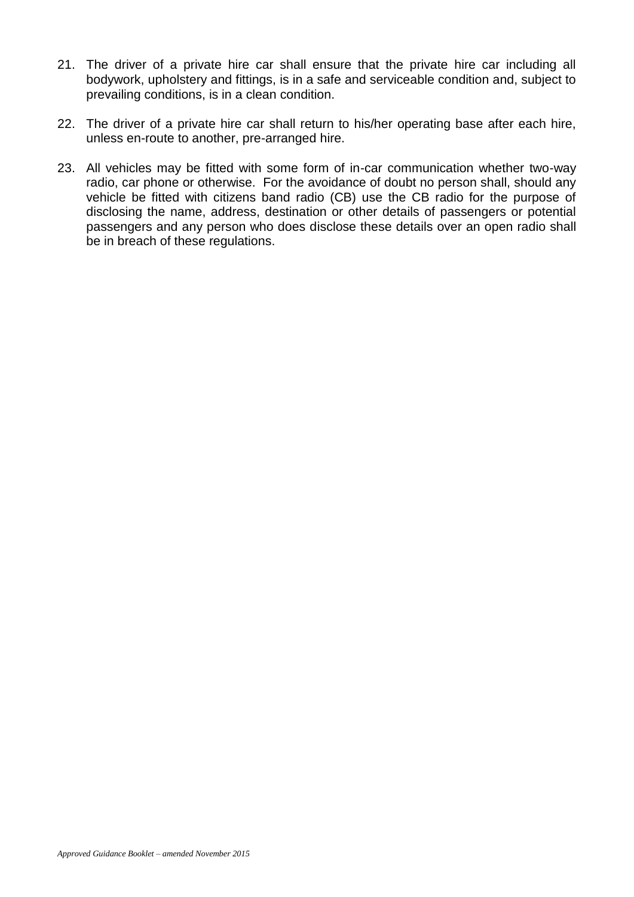21. The driver of a private hire car shall ensure that the private hire car including all bodywork, upholstery and fittings, is in a safe and serviceable condition and, subject to prevailing conditions, is in a clean condition.

22. The driver of a private hire car shall return to his/her operating base after each hire, unless en-route to another, pre-arranged hire.

23. All vehicles may be fitted with some form of in-car communication whether two-way radio, car phone or otherwise. For the avoidance of doubt no person shall, should any vehicle be fitted with citizens band radio (CB) use the CB radio for the purpose of disclosing the name, address, destination or other details of passengers or potential passengers and any person who does disclose these details over an open radio shall be in breach of these regulations.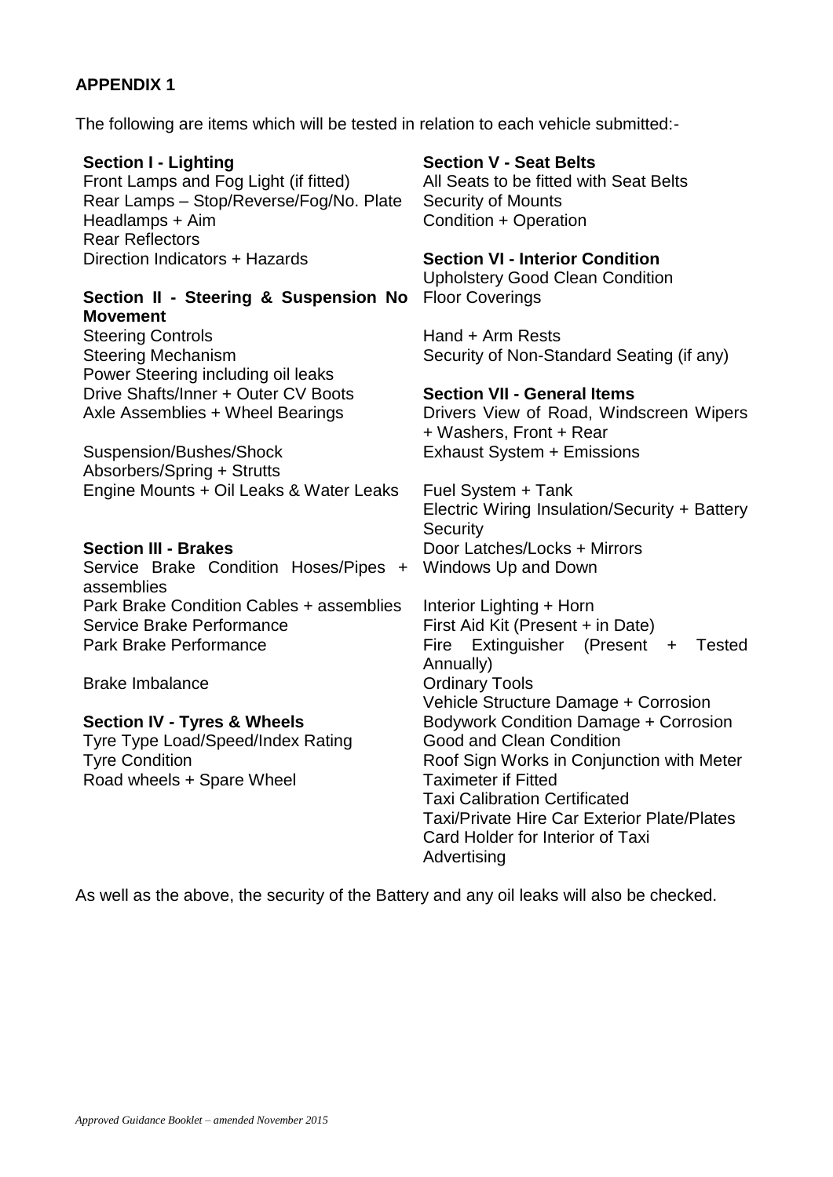## APPENDIX 1

The following are items which will be tested in relation to each vehicle submitted:-

**Section I - Lighting**
Front Lamps and Fog Light (if fitted)
Rear Lamps – Stop/Reverse/Fog/No. Plate
Headlamps + Aim
Rear Reflectors
Direction Indicators + Hazards

**Section II - Steering & Suspension No Movement**
Steering Controls
Steering Mechanism
Power Steering including oil leaks
Drive Shafts/Inner + Outer CV Boots
Axle Assemblies + Wheel Bearings

Suspension/Bushes/Shock Absorbers/Spring + Strutts
Engine Mounts + Oil Leaks & Water Leaks

**Section III - Brakes**
Service Brake Condition Hoses/Pipes + assemblies
Park Brake Condition Cables + assemblies
Service Brake Performance
Park Brake Performance

Brake Imbalance

**Section IV - Tyres & Wheels**
Tyre Type Load/Speed/Index Rating
Tyre Condition
Road wheels + Spare Wheel

**Section V - Seat Belts**
All Seats to be fitted with Seat Belts
Security of Mounts
Condition + Operation

**Section VI - Interior Condition**
Upholstery Good Clean Condition
Floor Coverings

Hand + Arm Rests
Security of Non-Standard Seating (if any)

**Section VII - General Items**
Drivers View of Road, Windscreen Wipers + Washers, Front + Rear
Exhaust System + Emissions

Fuel System + Tank
Electric Wiring Insulation/Security + Battery Security
Door Latches/Locks + Mirrors
Windows Up and Down

Interior Lighting + Horn
First Aid Kit (Present + in Date)
Fire Extinguisher (Present + Tested Annually)
Ordinary Tools
Vehicle Structure Damage + Corrosion
Bodywork Condition Damage + Corrosion
Good and Clean Condition
Roof Sign Works in Conjunction with Meter
Taximeter if Fitted
Taxi Calibration Certificated
Taxi/Private Hire Car Exterior Plate/Plates
Card Holder for Interior of Taxi
Advertising

As well as the above, the security of the Battery and any oil leaks will also be checked.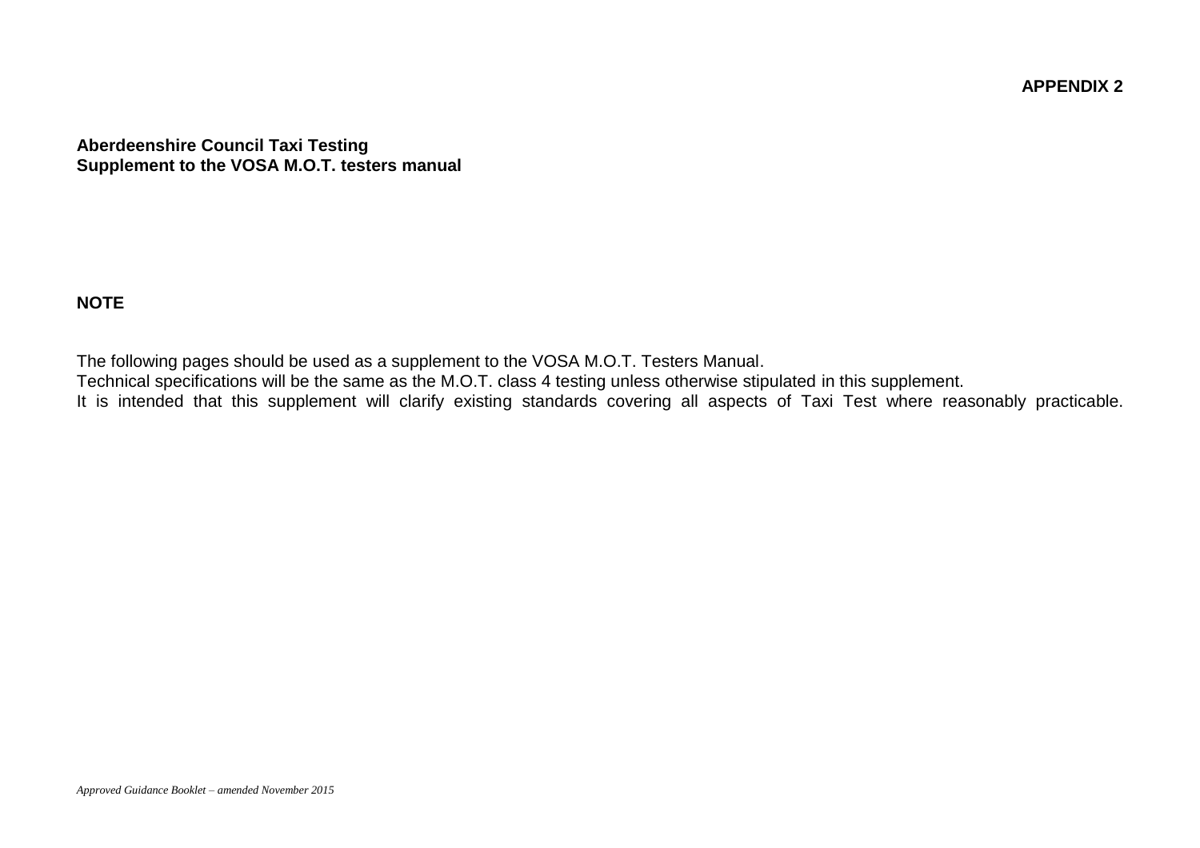**APPENDIX 2**

**Aberdeenshire Council Taxi Testing**
**Supplement to the VOSA M.O.T. testers manual**

**NOTE**

The following pages should be used as a supplement to the VOSA M.O.T. Testers Manual.
Technical specifications will be the same as the M.O.T. class 4 testing unless otherwise stipulated in this supplement.
It is intended that this supplement will clarify existing standards covering all aspects of Taxi Test where reasonably practicable.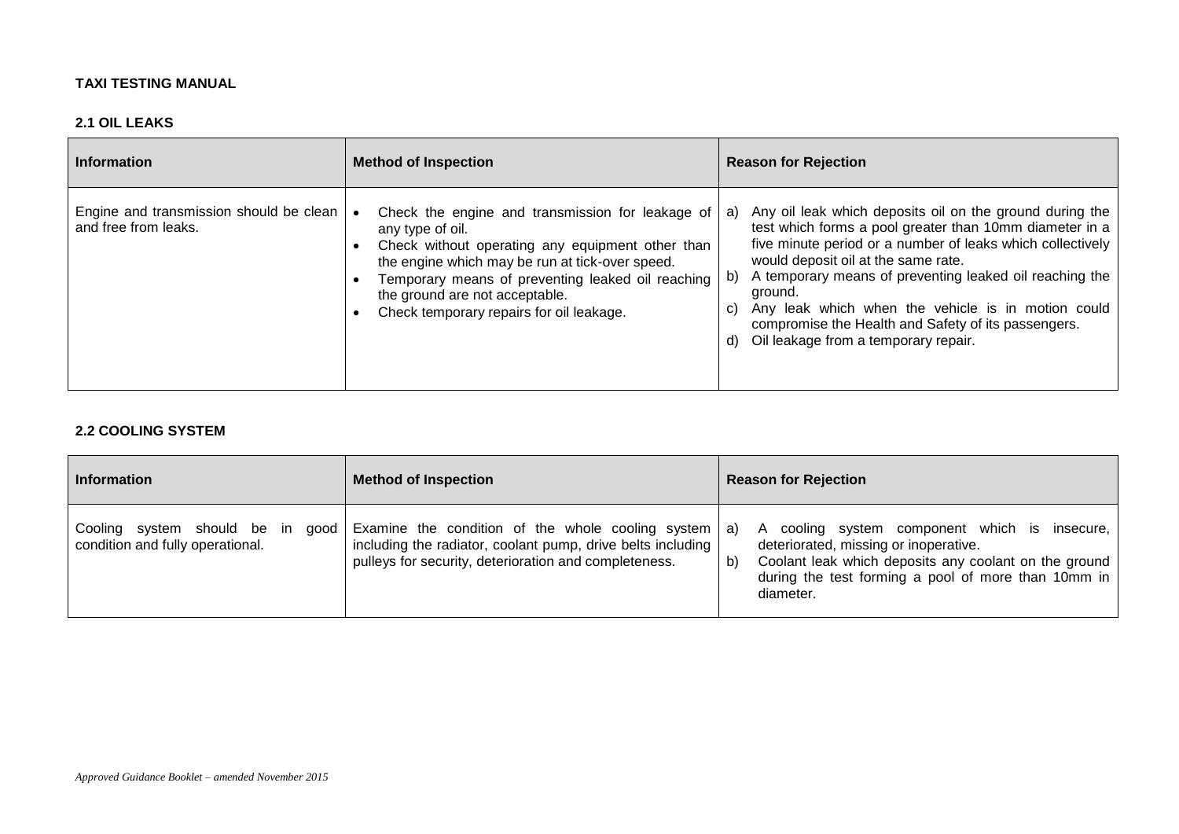**TAXI TESTING MANUAL**

## 2.1 OIL LEAKS

| Information | Method of Inspection | Reason for Rejection |
|---|---|---|
| Engine and transmission should be clean and free from leaks. | • Check the engine and transmission for leakage of any type of oil.<br>• Check without operating any equipment other than the engine which may be run at tick-over speed.<br>• Temporary means of preventing leaked oil reaching the ground are not acceptable.<br>• Check temporary repairs for oil leakage. | a) Any oil leak which deposits oil on the ground during the test which forms a pool greater than 10mm diameter in a five minute period or a number of leaks which collectively would deposit oil at the same rate.<br>b) A temporary means of preventing leaked oil reaching the ground.<br>c) Any leak which when the vehicle is in motion could compromise the Health and Safety of its passengers.<br>d) Oil leakage from a temporary repair. |

## 2.2 COOLING SYSTEM

| Information | Method of Inspection | Reason for Rejection |
|---|---|---|
| Cooling system should be in good condition and fully operational. | Examine the condition of the whole cooling system including the radiator, coolant pump, drive belts including pulleys for security, deterioration and completeness. | a) A cooling system component which is insecure, deteriorated, missing or inoperative.<br>b) Coolant leak which deposits any coolant on the ground during the test forming a pool of more than 10mm in diameter. |

*Approved Guidance Booklet – amended November 2015*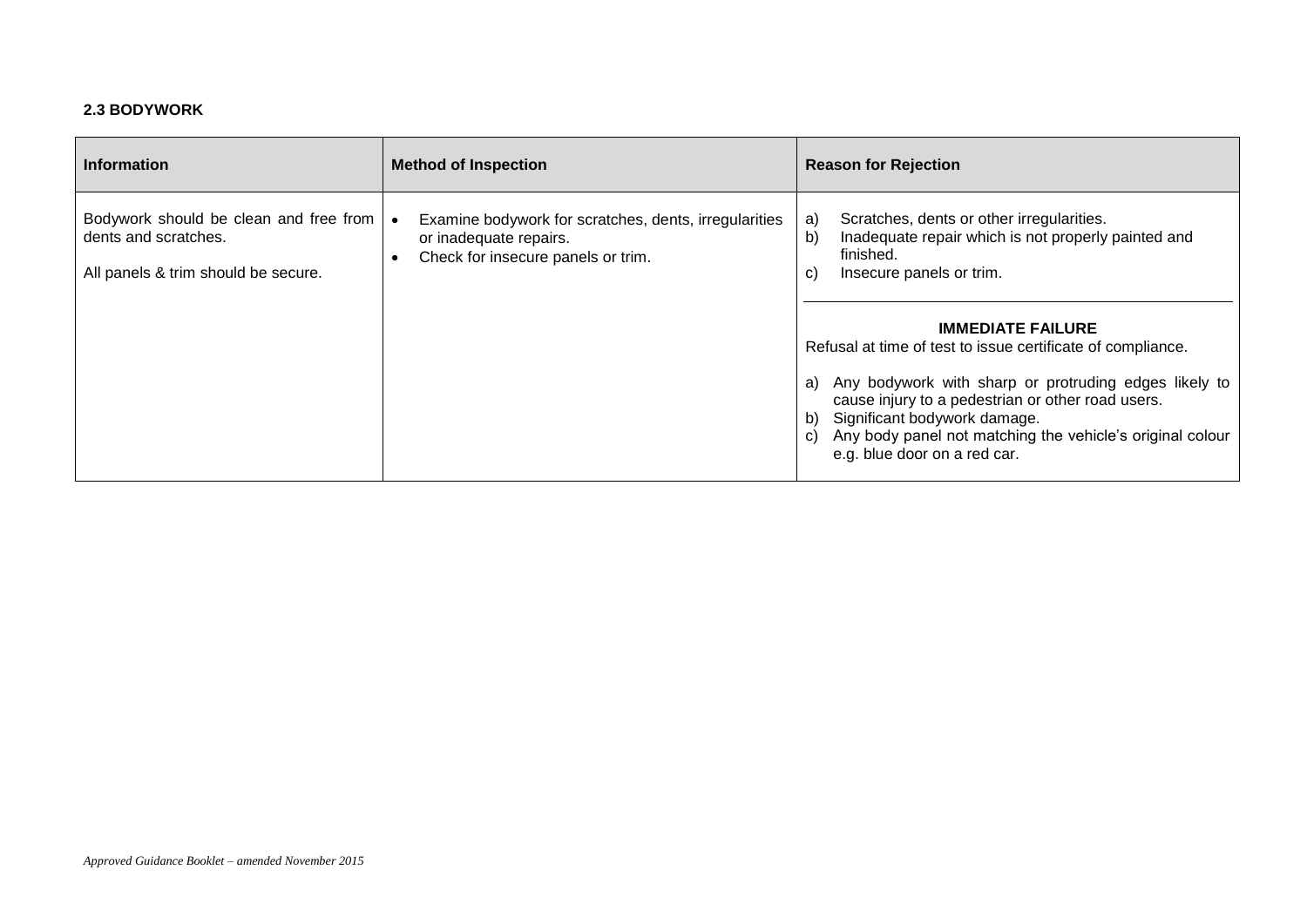**2.3 BODYWORK**

| Information | Method of Inspection | Reason for Rejection |
|---|---|---|
| Bodywork should be clean and free from dents and scratches.<br><br>All panels & trim should be secure. | • Examine bodywork for scratches, dents, irregularities or inadequate repairs.<br>• Check for insecure panels or trim. | a) Scratches, dents or other irregularities.<br>b) Inadequate repair which is not properly painted and finished.<br>c) Insecure panels or trim.<br><br>**IMMEDIATE FAILURE**<br>Refusal at time of test to issue certificate of compliance.<br><br>a) Any bodywork with sharp or protruding edges likely to cause injury to a pedestrian or other road users.<br>b) Significant bodywork damage.<br>c) Any body panel not matching the vehicle's original colour e.g. blue door on a red car. |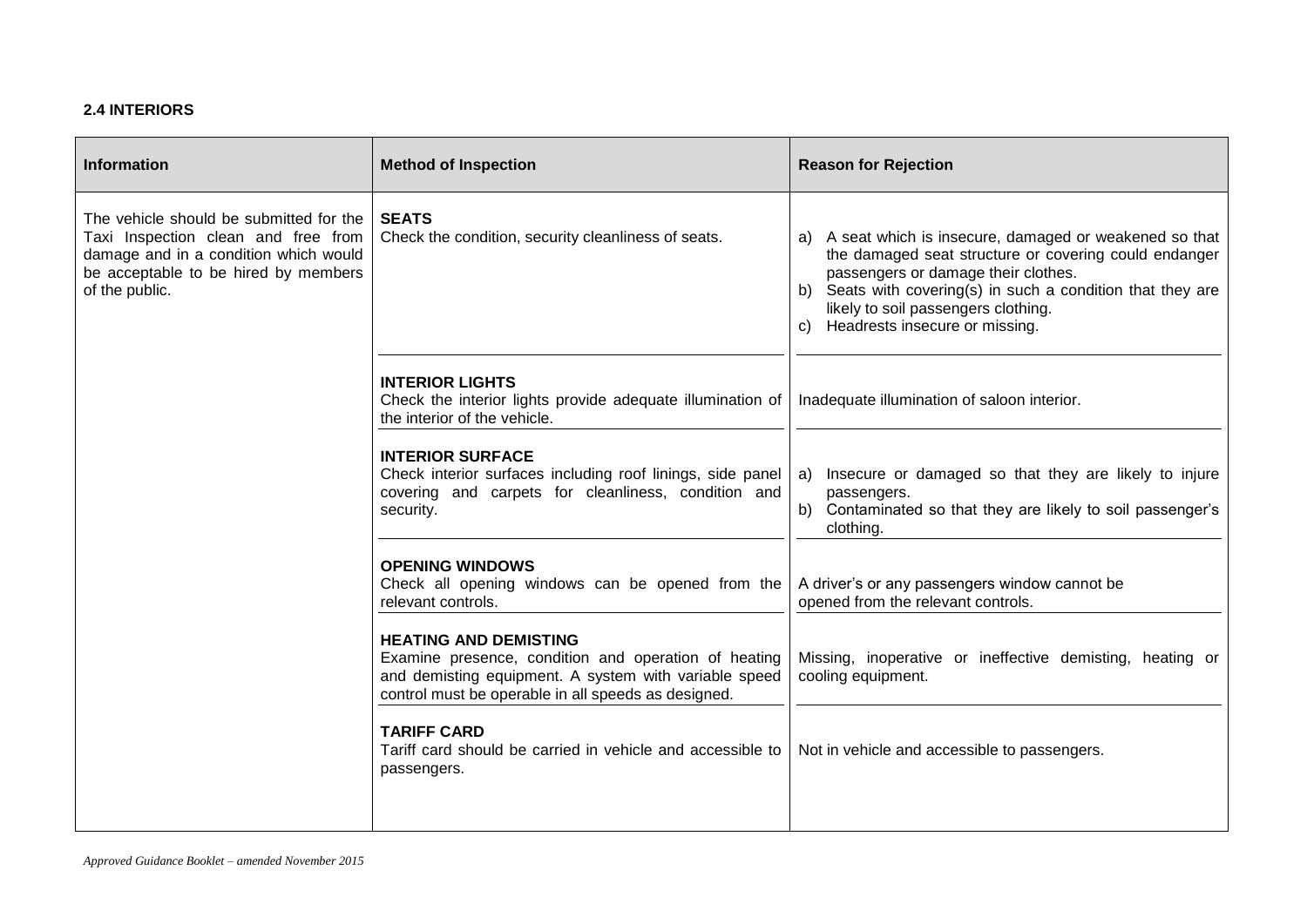**2.4 INTERIORS**

| Information | Method of Inspection | Reason for Rejection |
|---|---|---|
| The vehicle should be submitted for the Taxi Inspection clean and free from damage and in a condition which would be acceptable to be hired by members of the public. | **SEATS**<br>Check the condition, security cleanliness of seats. | a) A seat which is insecure, damaged or weakened so that the damaged seat structure or covering could endanger passengers or damage their clothes.<br>b) Seats with covering(s) in such a condition that they are likely to soil passengers clothing.<br>c) Headrests insecure or missing. |
| | **INTERIOR LIGHTS**<br>Check the interior lights provide adequate illumination of the interior of the vehicle. | Inadequate illumination of saloon interior. |
| | **INTERIOR SURFACE**<br>Check interior surfaces including roof linings, side panel covering and carpets for cleanliness, condition and security. | a) Insecure or damaged so that they are likely to injure passengers.<br>b) Contaminated so that they are likely to soil passenger's clothing. |
| | **OPENING WINDOWS**<br>Check all opening windows can be opened from the relevant controls. | A driver's or any passengers window cannot be opened from the relevant controls. |
| | **HEATING AND DEMISTING**<br>Examine presence, condition and operation of heating and demisting equipment. A system with variable speed control must be operable in all speeds as designed. | Missing, inoperative or ineffective demisting, heating or cooling equipment. |
| | **TARIFF CARD**<br>Tariff card should be carried in vehicle and accessible to passengers. | Not in vehicle and accessible to passengers. |

*Approved Guidance Booklet – amended November 2015*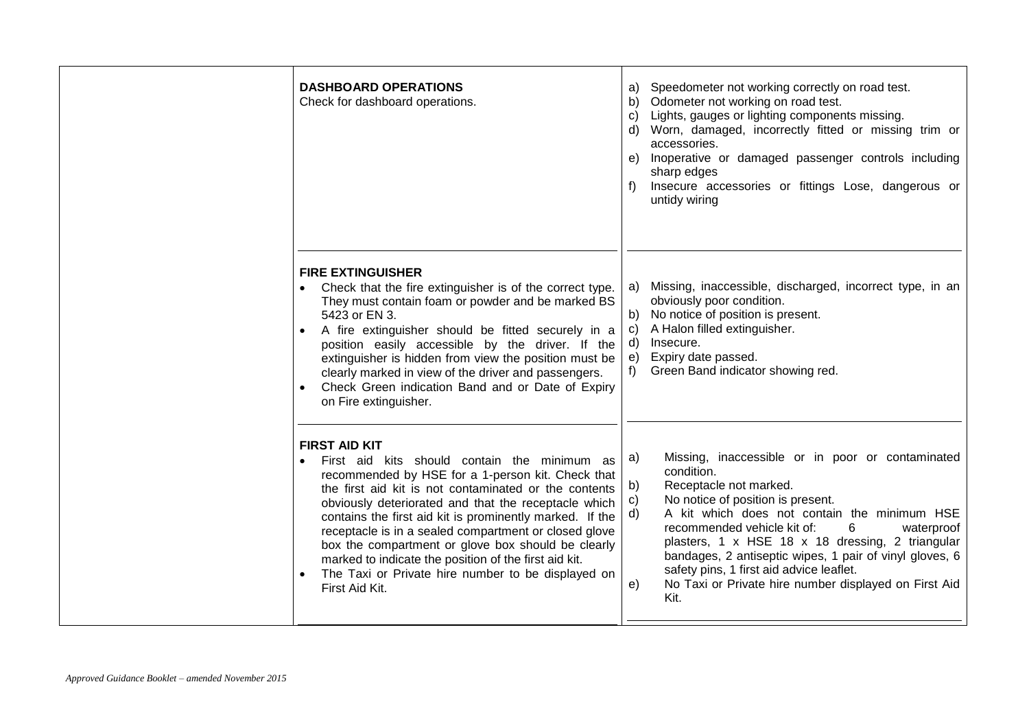| | | |
|---|---|---|
| | **DASHBOARD OPERATIONS**<br>Check for dashboard operations. | a) Speedometer not working correctly on road test.<br>b) Odometer not working on road test.<br>c) Lights, gauges or lighting components missing.<br>d) Worn, damaged, incorrectly fitted or missing trim or accessories.<br>e) Inoperative or damaged passenger controls including sharp edges<br>f) Insecure accessories or fittings Lose, dangerous or untidy wiring |
| | **FIRE EXTINGUISHER**<br>• Check that the fire extinguisher is of the correct type. They must contain foam or powder and be marked BS 5423 or EN 3.<br>• A fire extinguisher should be fitted securely in a position easily accessible by the driver. If the extinguisher is hidden from view the position must be clearly marked in view of the driver and passengers.<br>• Check Green indication Band and or Date of Expiry on Fire extinguisher. | a) Missing, inaccessible, discharged, incorrect type, in an obviously poor condition.<br>b) No notice of position is present.<br>c) A Halon filled extinguisher.<br>d) Insecure.<br>e) Expiry date passed.<br>f) Green Band indicator showing red. |
| | **FIRST AID KIT**<br>• First aid kits should contain the minimum as recommended by HSE for a 1-person kit. Check that the first aid kit is not contaminated or the contents obviously deteriorated and that the receptacle which contains the first aid kit is prominently marked. If the receptacle is in a sealed compartment or closed glove box the compartment or glove box should be clearly marked to indicate the position of the first aid kit.<br>• The Taxi or Private hire number to be displayed on First Aid Kit. | a) Missing, inaccessible or in poor or contaminated condition.<br>b) Receptacle not marked.<br>c) No notice of position is present.<br>d) A kit which does not contain the minimum HSE recommended vehicle kit of: 6 waterproof plasters, 1 x HSE 18 x 18 dressing, 2 triangular bandages, 2 antiseptic wipes, 1 pair of vinyl gloves, 6 safety pins, 1 first aid advice leaflet.<br>e) No Taxi or Private hire number displayed on First Aid Kit. |

*Approved Guidance Booklet – amended November 2015*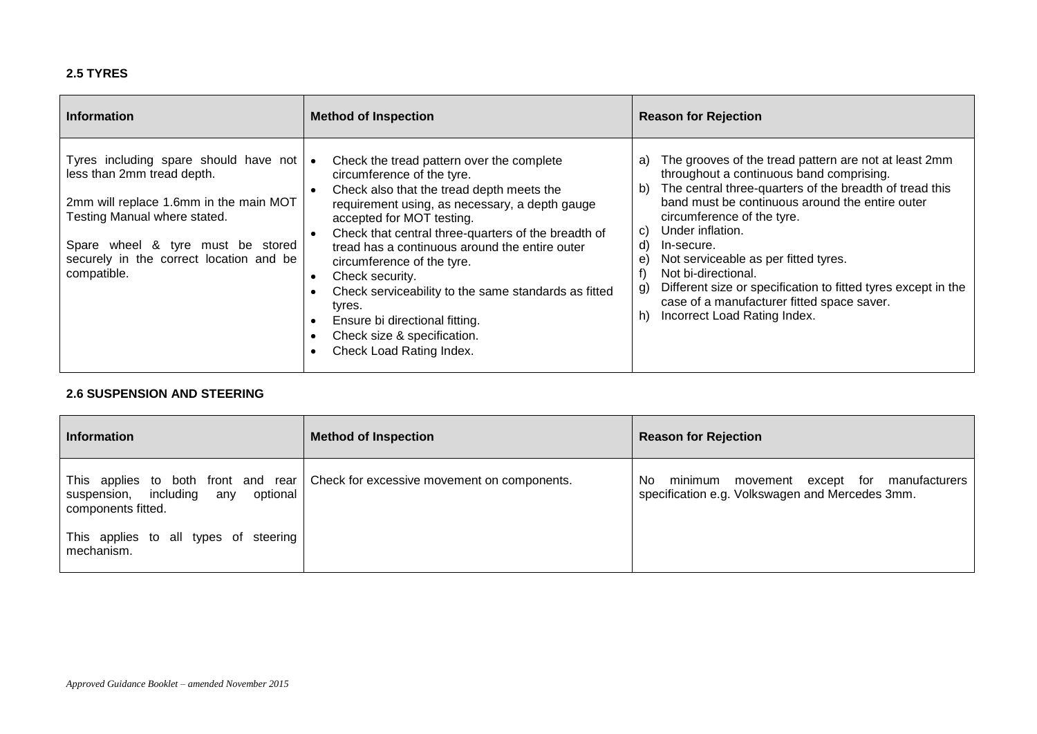### 2.5 TYRES

| Information | Method of Inspection | Reason for Rejection |
|---|---|---|
| Tyres including spare should have not less than 2mm tread depth.<br><br>2mm will replace 1.6mm in the main MOT Testing Manual where stated.<br><br>Spare wheel & tyre must be stored securely in the correct location and be compatible. | • Check the tread pattern over the complete circumference of the tyre.<br>• Check also that the tread depth meets the requirement using, as necessary, a depth gauge accepted for MOT testing.<br>• Check that central three-quarters of the breadth of tread has a continuous around the entire outer circumference of the tyre.<br>• Check security.<br>• Check serviceability to the same standards as fitted tyres.<br>• Ensure bi directional fitting.<br>• Check size & specification.<br>• Check Load Rating Index. | a) The grooves of the tread pattern are not at least 2mm throughout a continuous band comprising.<br>b) The central three-quarters of the breadth of tread this band must be continuous around the entire outer circumference of the tyre.<br>c) Under inflation.<br>d) In-secure.<br>e) Not serviceable as per fitted tyres.<br>f) Not bi-directional.<br>g) Different size or specification to fitted tyres except in the case of a manufacturer fitted space saver.<br>h) Incorrect Load Rating Index. |

### 2.6 SUSPENSION AND STEERING

| Information | Method of Inspection | Reason for Rejection |
|---|---|---|
| This applies to both front and rear suspension, including any optional components fitted.<br><br>This applies to all types of steering mechanism. | Check for excessive movement on components. | No minimum movement except for manufacturers specification e.g. Volkswagen and Mercedes 3mm. |

*Approved Guidance Booklet – amended November 2015*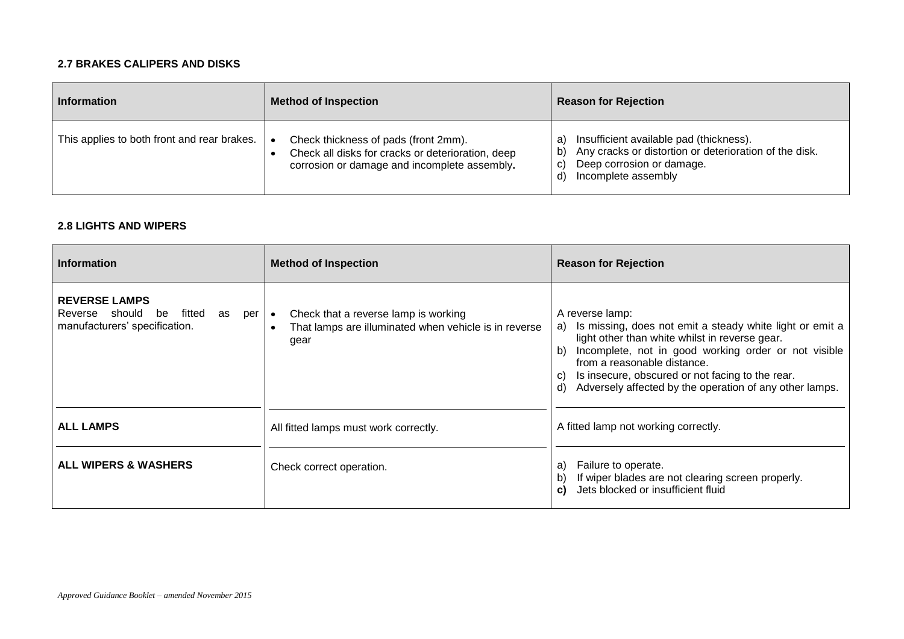### 2.7 BRAKES CALIPERS AND DISKS

| Information | Method of Inspection | Reason for Rejection |
|---|---|---|
| This applies to both front and rear brakes. | • Check thickness of pads (front 2mm).<br>• Check all disks for cracks or deterioration, deep corrosion or damage and incomplete assembly**.** | a) Insufficient available pad (thickness).<br>b) Any cracks or distortion or deterioration of the disk.<br>c) Deep corrosion or damage.<br>d) Incomplete assembly |

### 2.8 LIGHTS AND WIPERS

| Information | Method of Inspection | Reason for Rejection |
|---|---|---|
| **REVERSE LAMPS**<br>Reverse should be fitted as per manufacturers' specification. | • Check that a reverse lamp is working<br>• That lamps are illuminated when vehicle is in reverse gear | A reverse lamp:<br>a) Is missing, does not emit a steady white light or emit a light other than white whilst in reverse gear.<br>b) Incomplete, not in good working order or not visible from a reasonable distance.<br>c) Is insecure, obscured or not facing to the rear.<br>d) Adversely affected by the operation of any other lamps. |
| **ALL LAMPS** | All fitted lamps must work correctly. | A fitted lamp not working correctly. |
| **ALL WIPERS & WASHERS** | Check correct operation. | a) Failure to operate.<br>b) If wiper blades are not clearing screen properly.<br>**c)** Jets blocked or insufficient fluid |

*Approved Guidance Booklet – amended November 2015*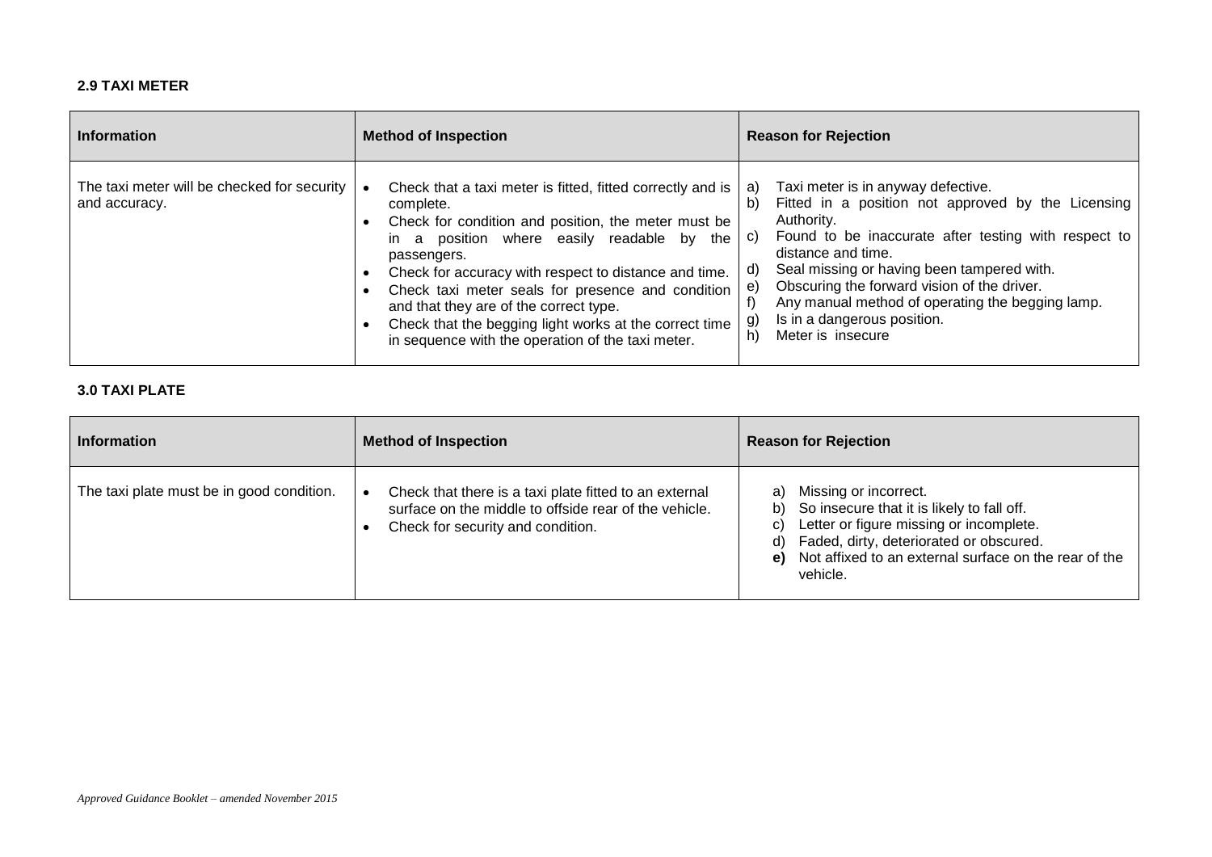### 2.9 TAXI METER

| Information | Method of Inspection | Reason for Rejection |
| --- | --- | --- |
| The taxi meter will be checked for security and accuracy. | • Check that a taxi meter is fitted, fitted correctly and is complete.<br>• Check for condition and position, the meter must be in a position where easily readable by the passengers.<br>• Check for accuracy with respect to distance and time.<br>• Check taxi meter seals for presence and condition and that they are of the correct type.<br>• Check that the begging light works at the correct time in sequence with the operation of the taxi meter. | a) Taxi meter is in anyway defective.<br>b) Fitted in a position not approved by the Licensing Authority.<br>c) Found to be inaccurate after testing with respect to distance and time.<br>d) Seal missing or having been tampered with.<br>e) Obscuring the forward vision of the driver.<br>f) Any manual method of operating the begging lamp.<br>g) Is in a dangerous position.<br>h) Meter is insecure |

### 3.0 TAXI PLATE

| Information | Method of Inspection | Reason for Rejection |
| --- | --- | --- |
| The taxi plate must be in good condition. | • Check that there is a taxi plate fitted to an external surface on the middle to offside rear of the vehicle.<br>• Check for security and condition. | a) Missing or incorrect.<br>b) So insecure that it is likely to fall off.<br>c) Letter or figure missing or incomplete.<br>d) Faded, dirty, deteriorated or obscured.<br>**e)** Not affixed to an external surface on the rear of the vehicle. |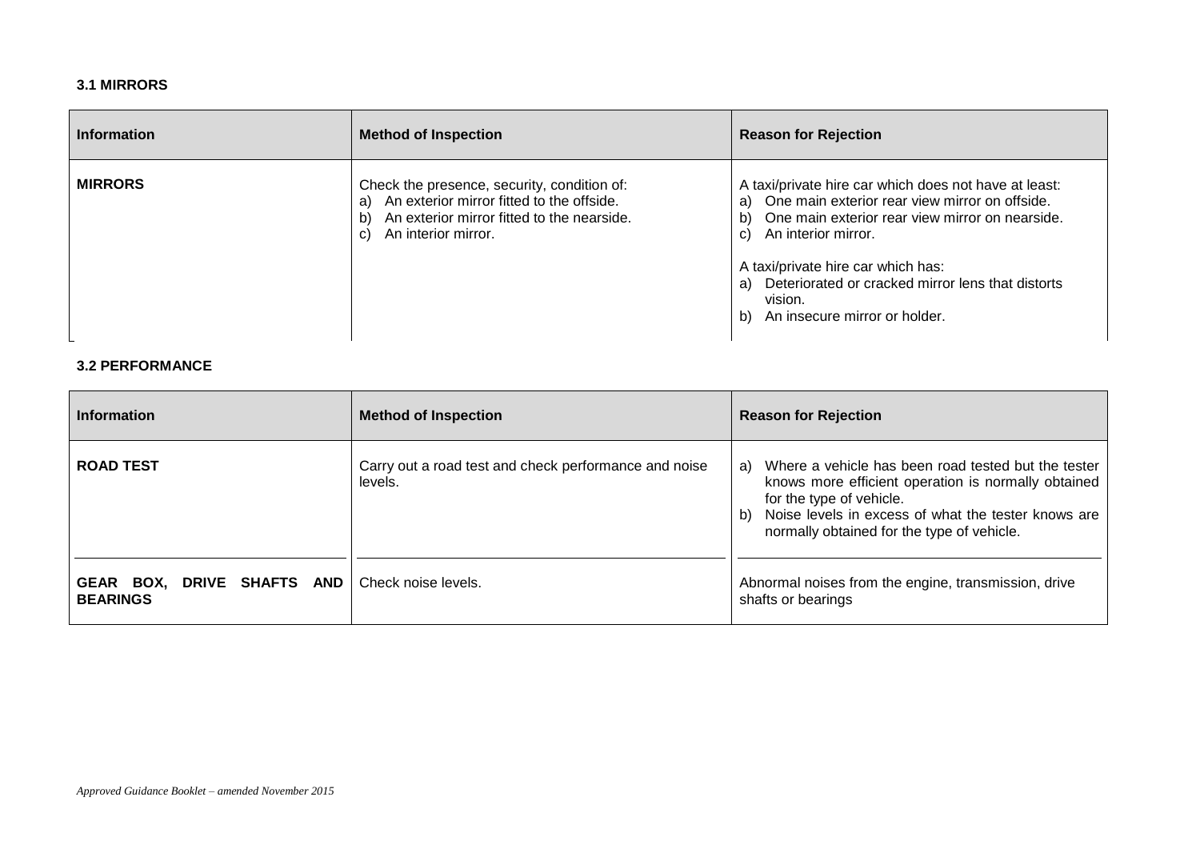### 3.1 MIRRORS

| Information | Method of Inspection | Reason for Rejection |
|---|---|---|
| **MIRRORS** | Check the presence, security, condition of:<br>a) An exterior mirror fitted to the offside.<br>b) An exterior mirror fitted to the nearside.<br>c) An interior mirror. | A taxi/private hire car which does not have at least:<br>a) One main exterior rear view mirror on offside.<br>b) One main exterior rear view mirror on nearside.<br>c) An interior mirror.<br><br>A taxi/private hire car which has:<br>a) Deteriorated or cracked mirror lens that distorts vision.<br>b) An insecure mirror or holder. |

### 3.2 PERFORMANCE

| Information | Method of Inspection | Reason for Rejection |
|---|---|---|
| **ROAD TEST** | Carry out a road test and check performance and noise levels. | a) Where a vehicle has been road tested but the tester knows more efficient operation is normally obtained for the type of vehicle.<br>b) Noise levels in excess of what the tester knows are normally obtained for the type of vehicle. |
| **GEAR BOX, DRIVE SHAFTS AND BEARINGS** | Check noise levels. | Abnormal noises from the engine, transmission, drive shafts or bearings |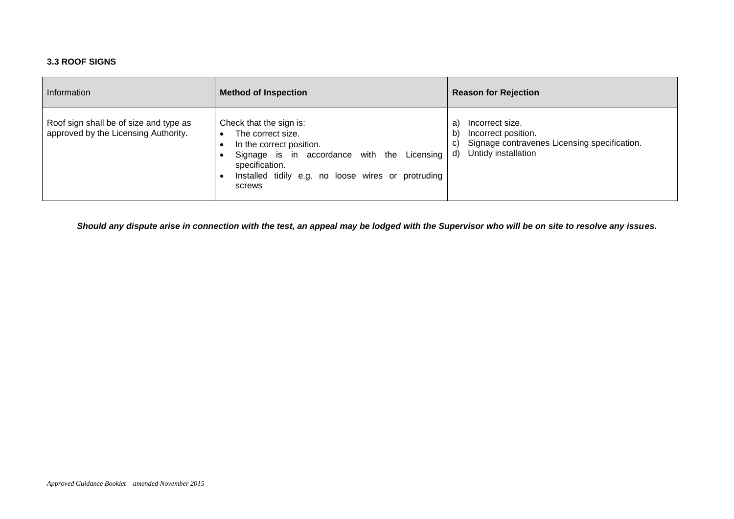### 3.3 ROOF SIGNS

| Information | **Method of Inspection** | **Reason for Rejection** |
|---|---|---|
| Roof sign shall be of size and type as approved by the Licensing Authority. | Check that the sign is:<br>• The correct size.<br>• In the correct position.<br>• Signage is in accordance with the Licensing specification.<br>• Installed tidily e.g. no loose wires or protruding screws | a) Incorrect size.<br>b) Incorrect position.<br>c) Signage contravenes Licensing specification.<br>d) Untidy installation |

***Should any dispute arise in connection with the test, an appeal may be lodged with the Supervisor who will be on site to resolve any issues.***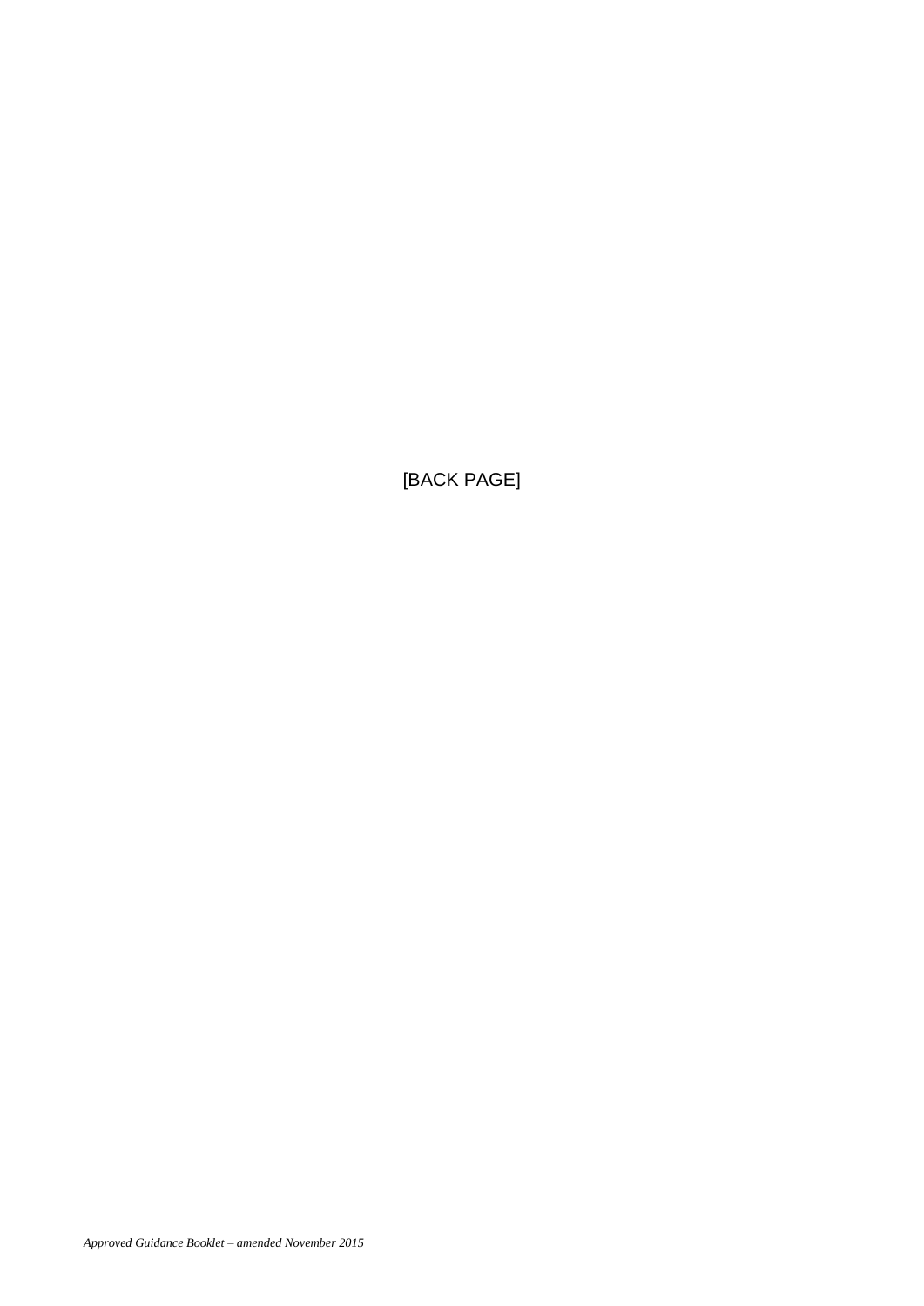[BACK PAGE]